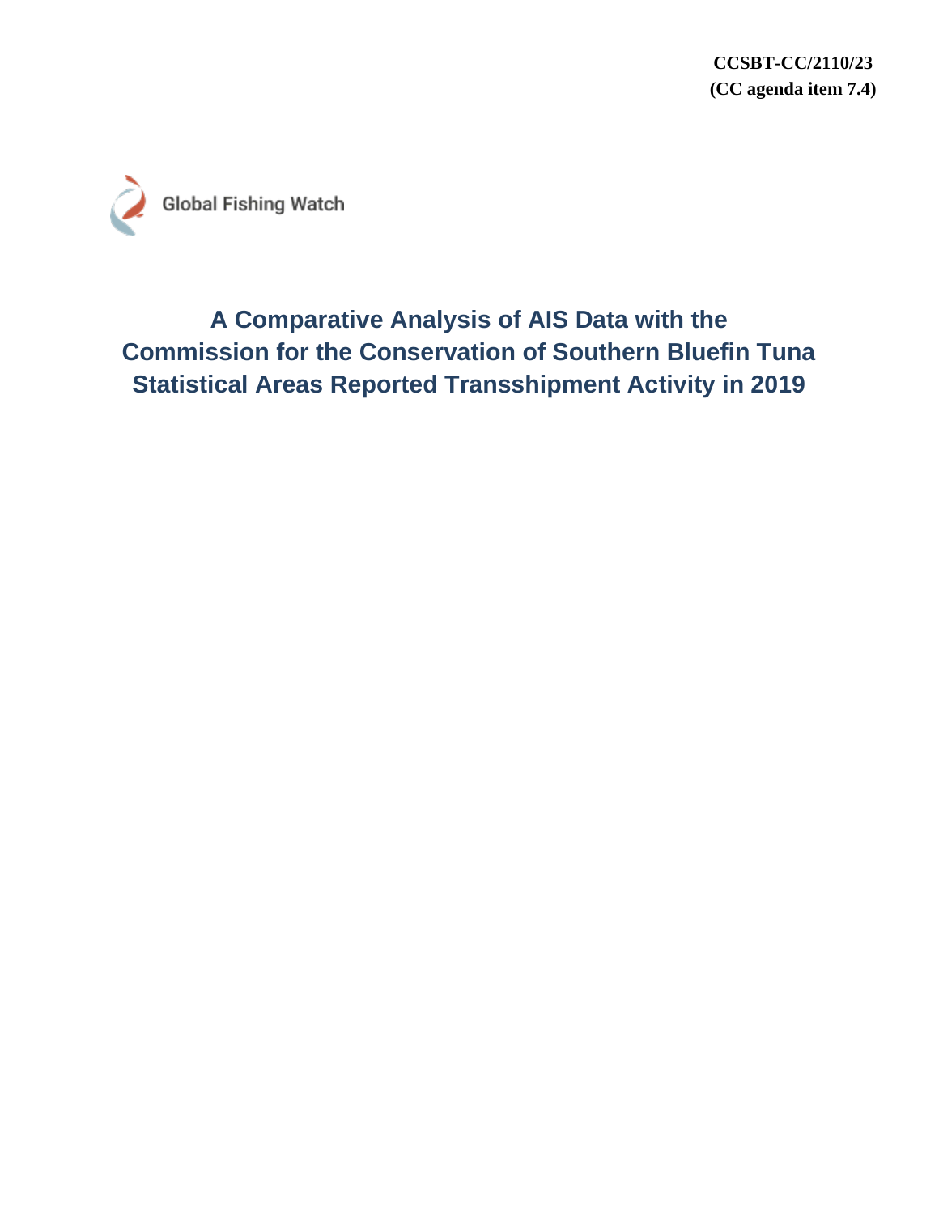CCSBT-CC/2110/23
(CC agenda item 7.4)

Global Fishing Watch

# A Comparative Analysis of AIS Data with the Commission for the Conservation of Southern Bluefin Tuna Statistical Areas Reported Transshipment Activity in 2019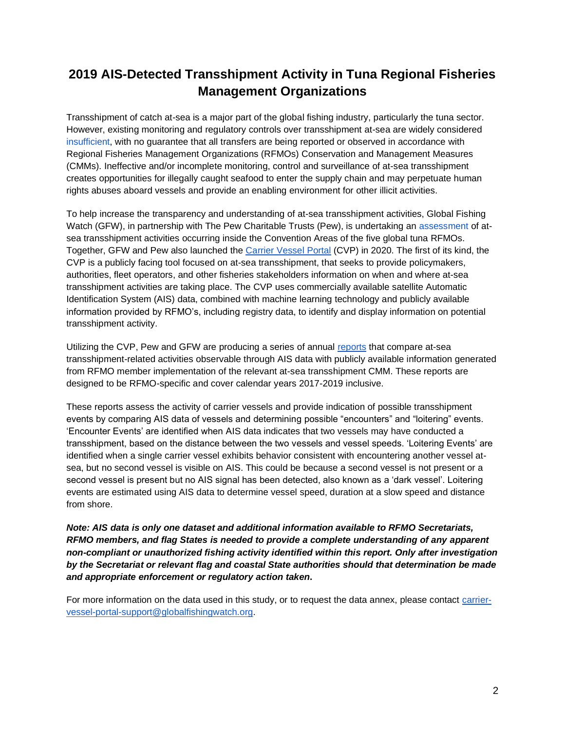# 2019 AIS-Detected Transshipment Activity in Tuna Regional Fisheries Management Organizations

Transshipment of catch at-sea is a major part of the global fishing industry, particularly the tuna sector. However, existing monitoring and regulatory controls over transshipment at-sea are widely considered insufficient, with no guarantee that all transfers are being reported or observed in accordance with Regional Fisheries Management Organizations (RFMOs) Conservation and Management Measures (CMMs). Ineffective and/or incomplete monitoring, control and surveillance of at-sea transshipment creates opportunities for illegally caught seafood to enter the supply chain and may perpetuate human rights abuses aboard vessels and provide an enabling environment for other illicit activities.

To help increase the transparency and understanding of at-sea transshipment activities, Global Fishing Watch (GFW), in partnership with The Pew Charitable Trusts (Pew), is undertaking an assessment of at-sea transshipment activities occurring inside the Convention Areas of the five global tuna RFMOs. Together, GFW and Pew also launched the Carrier Vessel Portal (CVP) in 2020. The first of its kind, the CVP is a publicly facing tool focused on at-sea transshipment, that seeks to provide policymakers, authorities, fleet operators, and other fisheries stakeholders information on when and where at-sea transshipment activities are taking place. The CVP uses commercially available satellite Automatic Identification System (AIS) data, combined with machine learning technology and publicly available information provided by RFMO's, including registry data, to identify and display information on potential transshipment activity.

Utilizing the CVP, Pew and GFW are producing a series of annual reports that compare at-sea transshipment-related activities observable through AIS data with publicly available information generated from RFMO member implementation of the relevant at-sea transshipment CMM. These reports are designed to be RFMO-specific and cover calendar years 2017-2019 inclusive.

These reports assess the activity of carrier vessels and provide indication of possible transshipment events by comparing AIS data of vessels and determining possible "encounters" and "loitering" events. 'Encounter Events' are identified when AIS data indicates that two vessels may have conducted a transshipment, based on the distance between the two vessels and vessel speeds. 'Loitering Events' are identified when a single carrier vessel exhibits behavior consistent with encountering another vessel at-sea, but no second vessel is visible on AIS. This could be because a second vessel is not present or a second vessel is present but no AIS signal has been detected, also known as a 'dark vessel'. Loitering events are estimated using AIS data to determine vessel speed, duration at a slow speed and distance from shore.

***Note: AIS data is only one dataset and additional information available to RFMO Secretariats, RFMO members, and flag States is needed to provide a complete understanding of any apparent non-compliant or unauthorized fishing activity identified within this report. Only after investigation by the Secretariat or relevant flag and coastal State authorities should that determination be made and appropriate enforcement or regulatory action taken.***

For more information on the data used in this study, or to request the data annex, please contact carrier-vessel-portal-support@globalfishingwatch.org.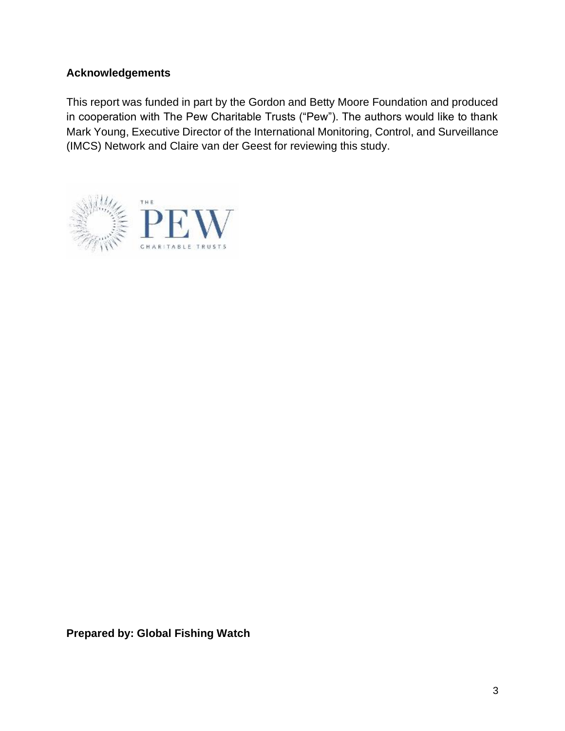**Acknowledgements**

This report was funded in part by the Gordon and Betty Moore Foundation and produced in cooperation with The Pew Charitable Trusts ("Pew"). The authors would like to thank Mark Young, Executive Director of the International Monitoring, Control, and Surveillance (IMCS) Network and Claire van der Geest for reviewing this study.

**Prepared by: Global Fishing Watch**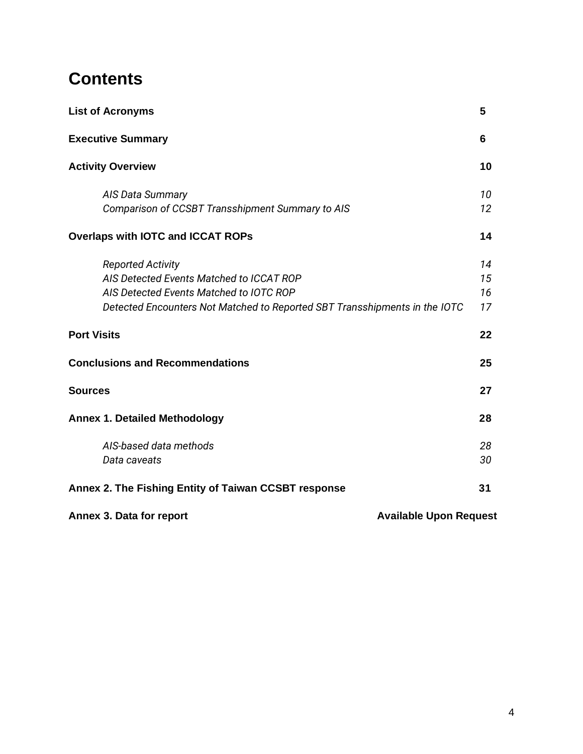# Contents

| | |
|---|---|
| **List of Acronyms** | **5** |
| **Executive Summary** | **6** |
| **Activity Overview** | **10** |
| *AIS Data Summary* | *10* |
| *Comparison of CCSBT Transshipment Summary to AIS* | *12* |
| **Overlaps with IOTC and ICCAT ROPs** | **14** |
| *Reported Activity* | *14* |
| *AIS Detected Events Matched to ICCAT ROP* | *15* |
| *AIS Detected Events Matched to IOTC ROP* | *16* |
| *Detected Encounters Not Matched to Reported SBT Transshipments in the IOTC* | *17* |
| **Port Visits** | **22** |
| **Conclusions and Recommendations** | **25** |
| **Sources** | **27** |
| **Annex 1. Detailed Methodology** | **28** |
| *AIS-based data methods* | *28* |
| *Data caveats* | *30* |
| **Annex 2. The Fishing Entity of Taiwan CCSBT response** | **31** |
| **Annex 3. Data for report** | **Available Upon Request** |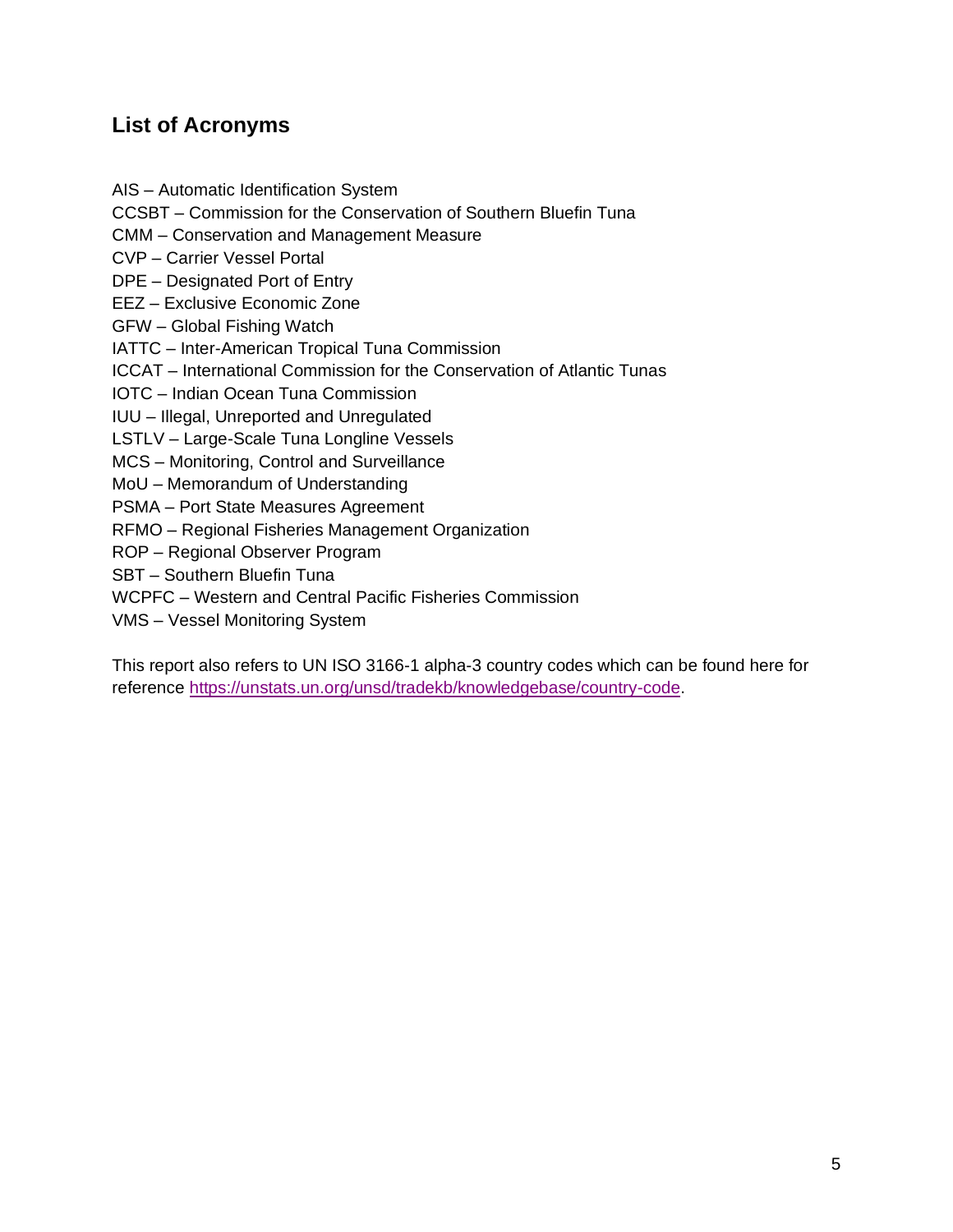## List of Acronyms

AIS – Automatic Identification System
CCSBT – Commission for the Conservation of Southern Bluefin Tuna
CMM – Conservation and Management Measure
CVP – Carrier Vessel Portal
DPE – Designated Port of Entry
EEZ – Exclusive Economic Zone
GFW – Global Fishing Watch
IATTC – Inter-American Tropical Tuna Commission
ICCAT – International Commission for the Conservation of Atlantic Tunas
IOTC – Indian Ocean Tuna Commission
IUU – Illegal, Unreported and Unregulated
LSTLV – Large-Scale Tuna Longline Vessels
MCS – Monitoring, Control and Surveillance
MoU – Memorandum of Understanding
PSMA – Port State Measures Agreement
RFMO – Regional Fisheries Management Organization
ROP – Regional Observer Program
SBT – Southern Bluefin Tuna
WCPFC – Western and Central Pacific Fisheries Commission
VMS – Vessel Monitoring System

This report also refers to UN ISO 3166-1 alpha-3 country codes which can be found here for reference https://unstats.un.org/unsd/tradekb/knowledgebase/country-code.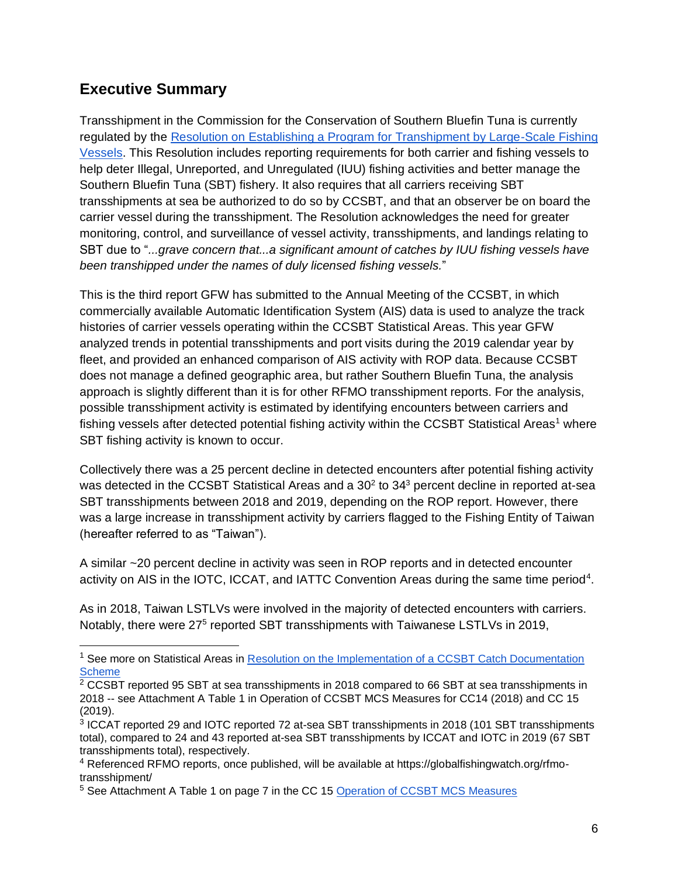## Executive Summary

Transshipment in the Commission for the Conservation of Southern Bluefin Tuna is currently regulated by the Resolution on Establishing a Program for Transhipment by Large-Scale Fishing Vessels. This Resolution includes reporting requirements for both carrier and fishing vessels to help deter Illegal, Unreported, and Unregulated (IUU) fishing activities and better manage the Southern Bluefin Tuna (SBT) fishery. It also requires that all carriers receiving SBT transshipments at sea be authorized to do so by CCSBT, and that an observer be on board the carrier vessel during the transshipment. The Resolution acknowledges the need for greater monitoring, control, and surveillance of vessel activity, transshipments, and landings relating to SBT due to "*...grave concern that...a significant amount of catches by IUU fishing vessels have been transhipped under the names of duly licensed fishing vessels.*"

This is the third report GFW has submitted to the Annual Meeting of the CCSBT, in which commercially available Automatic Identification System (AIS) data is used to analyze the track histories of carrier vessels operating within the CCSBT Statistical Areas. This year GFW analyzed trends in potential transshipments and port visits during the 2019 calendar year by fleet, and provided an enhanced comparison of AIS activity with ROP data. Because CCSBT does not manage a defined geographic area, but rather Southern Bluefin Tuna, the analysis approach is slightly different than it is for other RFMO transshipment reports. For the analysis, possible transshipment activity is estimated by identifying encounters between carriers and fishing vessels after detected potential fishing activity within the CCSBT Statistical Areas[1] where SBT fishing activity is known to occur.

Collectively there was a 25 percent decline in detected encounters after potential fishing activity was detected in the CCSBT Statistical Areas and a 30[2] to 34[3] percent decline in reported at-sea SBT transshipments between 2018 and 2019, depending on the ROP report. However, there was a large increase in transshipment activity by carriers flagged to the Fishing Entity of Taiwan (hereafter referred to as "Taiwan").

A similar ~20 percent decline in activity was seen in ROP reports and in detected encounter activity on AIS in the IOTC, ICCAT, and IATTC Convention Areas during the same time period[4].

As in 2018, Taiwan LSTLVs were involved in the majority of detected encounters with carriers. Notably, there were 27[5] reported SBT transshipments with Taiwanese LSTLVs in 2019,

---

[1] See more on Statistical Areas in Resolution on the Implementation of a CCSBT Catch Documentation Scheme

[2] CCSBT reported 95 SBT at sea transshipments in 2018 compared to 66 SBT at sea transshipments in 2018 -- see Attachment A Table 1 in Operation of CCSBT MCS Measures for CC14 (2018) and CC 15 (2019).

[3] ICCAT reported 29 and IOTC reported 72 at-sea SBT transshipments in 2018 (101 SBT transshipments total), compared to 24 and 43 reported at-sea SBT transshipments by ICCAT and IOTC in 2019 (67 SBT transshipments total), respectively.

[4] Referenced RFMO reports, once published, will be available at https://globalfishingwatch.org/rfmo-transshipment/

[5] See Attachment A Table 1 on page 7 in the CC 15 Operation of CCSBT MCS Measures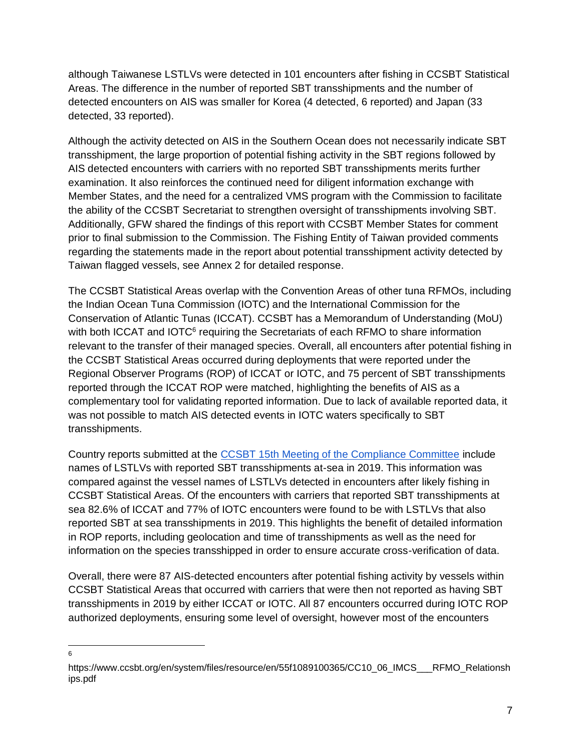although Taiwanese LSTLVs were detected in 101 encounters after fishing in CCSBT Statistical Areas. The difference in the number of reported SBT transshipments and the number of detected encounters on AIS was smaller for Korea (4 detected, 6 reported) and Japan (33 detected, 33 reported).

Although the activity detected on AIS in the Southern Ocean does not necessarily indicate SBT transshipment, the large proportion of potential fishing activity in the SBT regions followed by AIS detected encounters with carriers with no reported SBT transshipments merits further examination. It also reinforces the continued need for diligent information exchange with Member States, and the need for a centralized VMS program with the Commission to facilitate the ability of the CCSBT Secretariat to strengthen oversight of transshipments involving SBT. Additionally, GFW shared the findings of this report with CCSBT Member States for comment prior to final submission to the Commission. The Fishing Entity of Taiwan provided comments regarding the statements made in the report about potential transshipment activity detected by Taiwan flagged vessels, see Annex 2 for detailed response.

The CCSBT Statistical Areas overlap with the Convention Areas of other tuna RFMOs, including the Indian Ocean Tuna Commission (IOTC) and the International Commission for the Conservation of Atlantic Tunas (ICCAT). CCSBT has a Memorandum of Understanding (MoU) with both ICCAT and IOTC[6] requiring the Secretariats of each RFMO to share information relevant to the transfer of their managed species. Overall, all encounters after potential fishing in the CCSBT Statistical Areas occurred during deployments that were reported under the Regional Observer Programs (ROP) of ICCAT or IOTC, and 75 percent of SBT transshipments reported through the ICCAT ROP were matched, highlighting the benefits of AIS as a complementary tool for validating reported information. Due to lack of available reported data, it was not possible to match AIS detected events in IOTC waters specifically to SBT transshipments.

Country reports submitted at the [CCSBT 15th Meeting of the Compliance Committee] include names of LSTLVs with reported SBT transshipments at-sea in 2019. This information was compared against the vessel names of LSTLVs detected in encounters after likely fishing in CCSBT Statistical Areas. Of the encounters with carriers that reported SBT transshipments at sea 82.6% of ICCAT and 77% of IOTC encounters were found to be with LSTLVs that also reported SBT at sea transshipments in 2019. This highlights the benefit of detailed information in ROP reports, including geolocation and time of transshipments as well as the need for information on the species transshipped in order to ensure accurate cross-verification of data.

Overall, there were 87 AIS-detected encounters after potential fishing activity by vessels within CCSBT Statistical Areas that occurred with carriers that were then not reported as having SBT transshipments in 2019 by either ICCAT or IOTC. All 87 encounters occurred during IOTC ROP authorized deployments, ensuring some level of oversight, however most of the encounters

---

[6] https://www.ccsbt.org/en/system/files/resource/en/55f1089100365/CC10_06_IMCS___RFMO_Relationships.pdf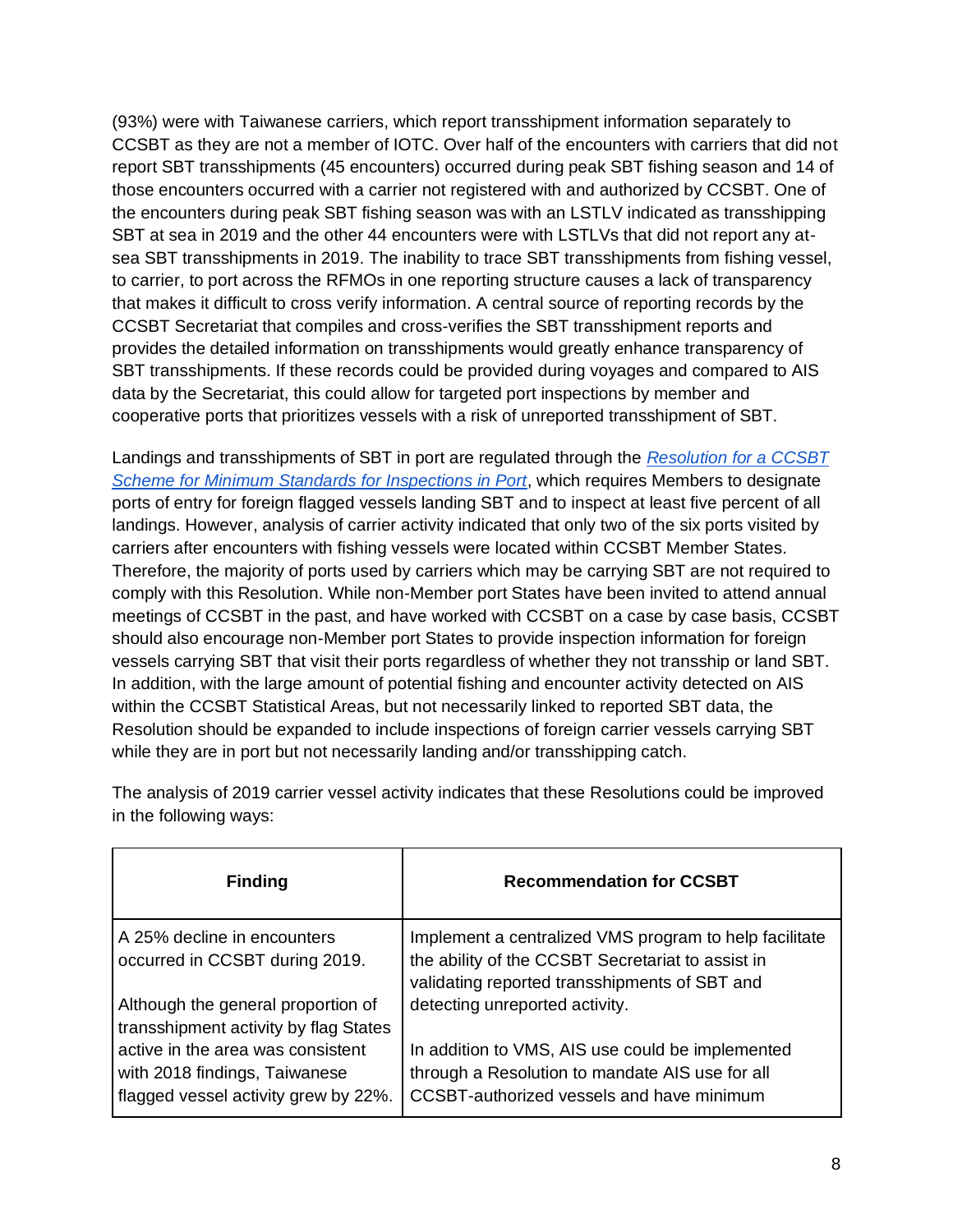(93%) were with Taiwanese carriers, which report transshipment information separately to CCSBT as they are not a member of IOTC. Over half of the encounters with carriers that did not report SBT transshipments (45 encounters) occurred during peak SBT fishing season and 14 of those encounters occurred with a carrier not registered with and authorized by CCSBT. One of the encounters during peak SBT fishing season was with an LSTLV indicated as transshipping SBT at sea in 2019 and the other 44 encounters were with LSTLVs that did not report any at-sea SBT transshipments in 2019. The inability to trace SBT transshipments from fishing vessel, to carrier, to port across the RFMOs in one reporting structure causes a lack of transparency that makes it difficult to cross verify information. A central source of reporting records by the CCSBT Secretariat that compiles and cross-verifies the SBT transshipment reports and provides the detailed information on transshipments would greatly enhance transparency of SBT transshipments. If these records could be provided during voyages and compared to AIS data by the Secretariat, this could allow for targeted port inspections by member and cooperative ports that prioritizes vessels with a risk of unreported transshipment of SBT.

Landings and transshipments of SBT in port are regulated through the *Resolution for a CCSBT Scheme for Minimum Standards for Inspections in Port*, which requires Members to designate ports of entry for foreign flagged vessels landing SBT and to inspect at least five percent of all landings. However, analysis of carrier activity indicated that only two of the six ports visited by carriers after encounters with fishing vessels were located within CCSBT Member States. Therefore, the majority of ports used by carriers which may be carrying SBT are not required to comply with this Resolution. While non-Member port States have been invited to attend annual meetings of CCSBT in the past, and have worked with CCSBT on a case by case basis, CCSBT should also encourage non-Member port States to provide inspection information for foreign vessels carrying SBT that visit their ports regardless of whether they not tranship or land SBT. In addition, with the large amount of potential fishing and encounter activity detected on AIS within the CCSBT Statistical Areas, but not necessarily linked to reported SBT data, the Resolution should be expanded to include inspections of foreign carrier vessels carrying SBT while they are in port but not necessarily landing and/or transshipping catch.

The analysis of 2019 carrier vessel activity indicates that these Resolutions could be improved in the following ways:

| Finding | Recommendation for CCSBT |
|---|---|
| A 25% decline in encounters occurred in CCSBT during 2019.<br><br>Although the general proportion of transshipment activity by flag States active in the area was consistent with 2018 findings, Taiwanese flagged vessel activity grew by 22%. | Implement a centralized VMS program to help facilitate the ability of the CCSBT Secretariat to assist in validating reported transshipments of SBT and detecting unreported activity.<br><br>In addition to VMS, AIS use could be implemented through a Resolution to mandate AIS use for all CCSBT-authorized vessels and have minimum |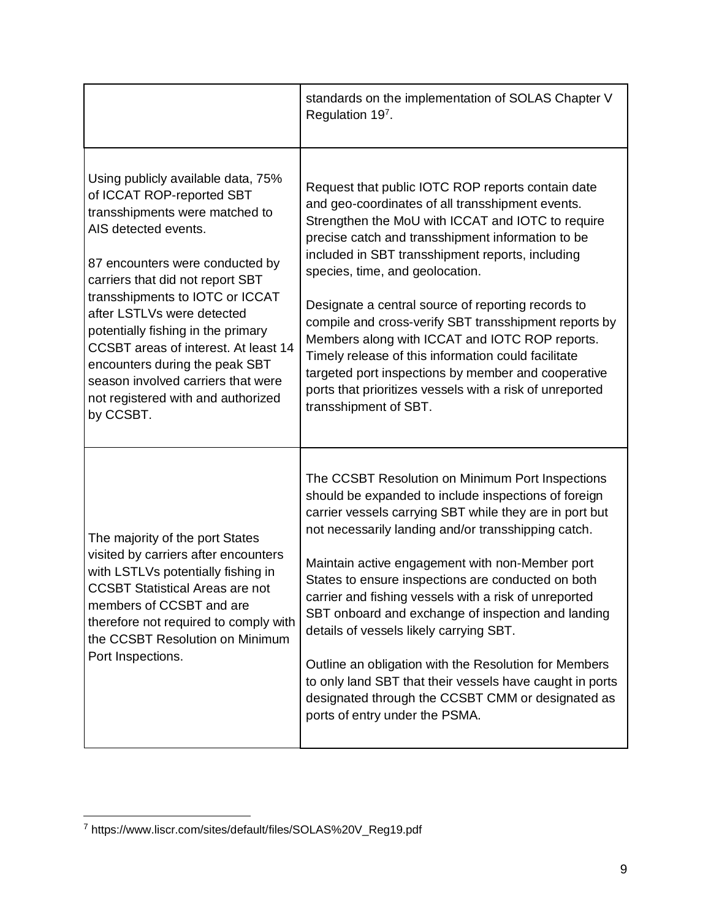| | |
|---|---|
| | standards on the implementation of SOLAS Chapter V Regulation 19[7]. |
| Using publicly available data, 75% of ICCAT ROP-reported SBT transshipments were matched to AIS detected events.<br><br>87 encounters were conducted by carriers that did not report SBT transshipments to IOTC or ICCAT after LSTLVs were detected potentially fishing in the primary CCSBT areas of interest. At least 14 encounters during the peak SBT season involved carriers that were not registered with and authorized by CCSBT. | Request that public IOTC ROP reports contain date and geo-coordinates of all transshipment events. Strengthen the MoU with ICCAT and IOTC to require precise catch and transshipment information to be included in SBT transshipment reports, including species, time, and geolocation.<br><br>Designate a central source of reporting records to compile and cross-verify SBT transshipment reports by Members along with ICCAT and IOTC ROP reports. Timely release of this information could facilitate targeted port inspections by member and cooperative ports that prioritizes vessels with a risk of unreported transshipment of SBT. |
| The majority of the port States visited by carriers after encounters with LSTLVs potentially fishing in CCSBT Statistical Areas are not members of CCSBT and are therefore not required to comply with the CCSBT Resolution on Minimum Port Inspections. | The CCSBT Resolution on Minimum Port Inspections should be expanded to include inspections of foreign carrier vessels carrying SBT while they are in port but not necessarily landing and/or transshipping catch.<br><br>Maintain active engagement with non-Member port States to ensure inspections are conducted on both carrier and fishing vessels with a risk of unreported SBT onboard and exchange of inspection and landing details of vessels likely carrying SBT.<br><br>Outline an obligation with the Resolution for Members to only land SBT that their vessels have caught in ports designated through the CCSBT CMM or designated as ports of entry under the PSMA. |

[7] https://www.liscr.com/sites/default/files/SOLAS%20V_Reg19.pdf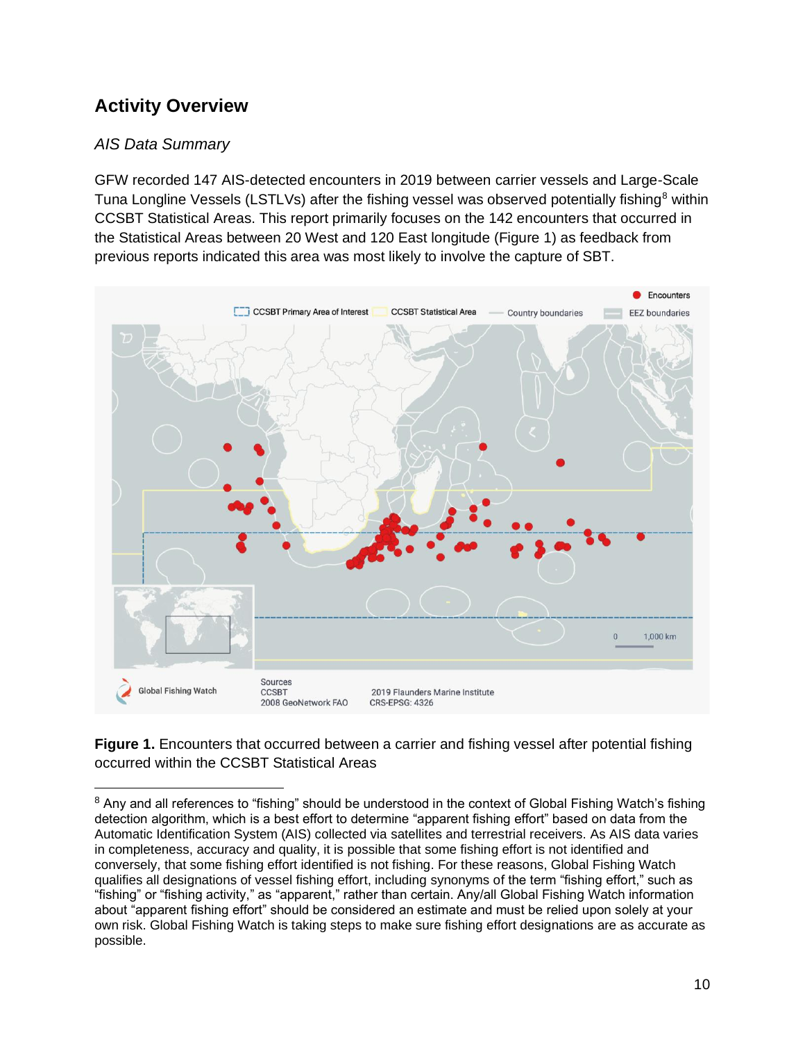## Activity Overview

### *AIS Data Summary*

GFW recorded 147 AIS-detected encounters in 2019 between carrier vessels and Large-Scale Tuna Longline Vessels (LSTLVs) after the fishing vessel was observed potentially fishing[8] within CCSBT Statistical Areas. This report primarily focuses on the 142 encounters that occurred in the Statistical Areas between 20 West and 120 East longitude (Figure 1) as feedback from previous reports indicated this area was most likely to involve the capture of SBT.

**Figure 1.** Encounters that occurred between a carrier and fishing vessel after potential fishing occurred within the CCSBT Statistical Areas

[8] Any and all references to "fishing" should be understood in the context of Global Fishing Watch's fishing detection algorithm, which is a best effort to determine "apparent fishing effort" based on data from the Automatic Identification System (AIS) collected via satellites and terrestrial receivers. As AIS data varies in completeness, accuracy and quality, it is possible that some fishing effort is not identified and conversely, that some fishing effort identified is not fishing. For these reasons, Global Fishing Watch qualifies all designations of vessel fishing effort, including synonyms of the term "fishing effort," such as "fishing" or "fishing activity," as "apparent," rather than certain. Any/all Global Fishing Watch information about "apparent fishing effort" should be considered an estimate and must be relied upon solely at your own risk. Global Fishing Watch is taking steps to make sure fishing effort designations are as accurate as possible.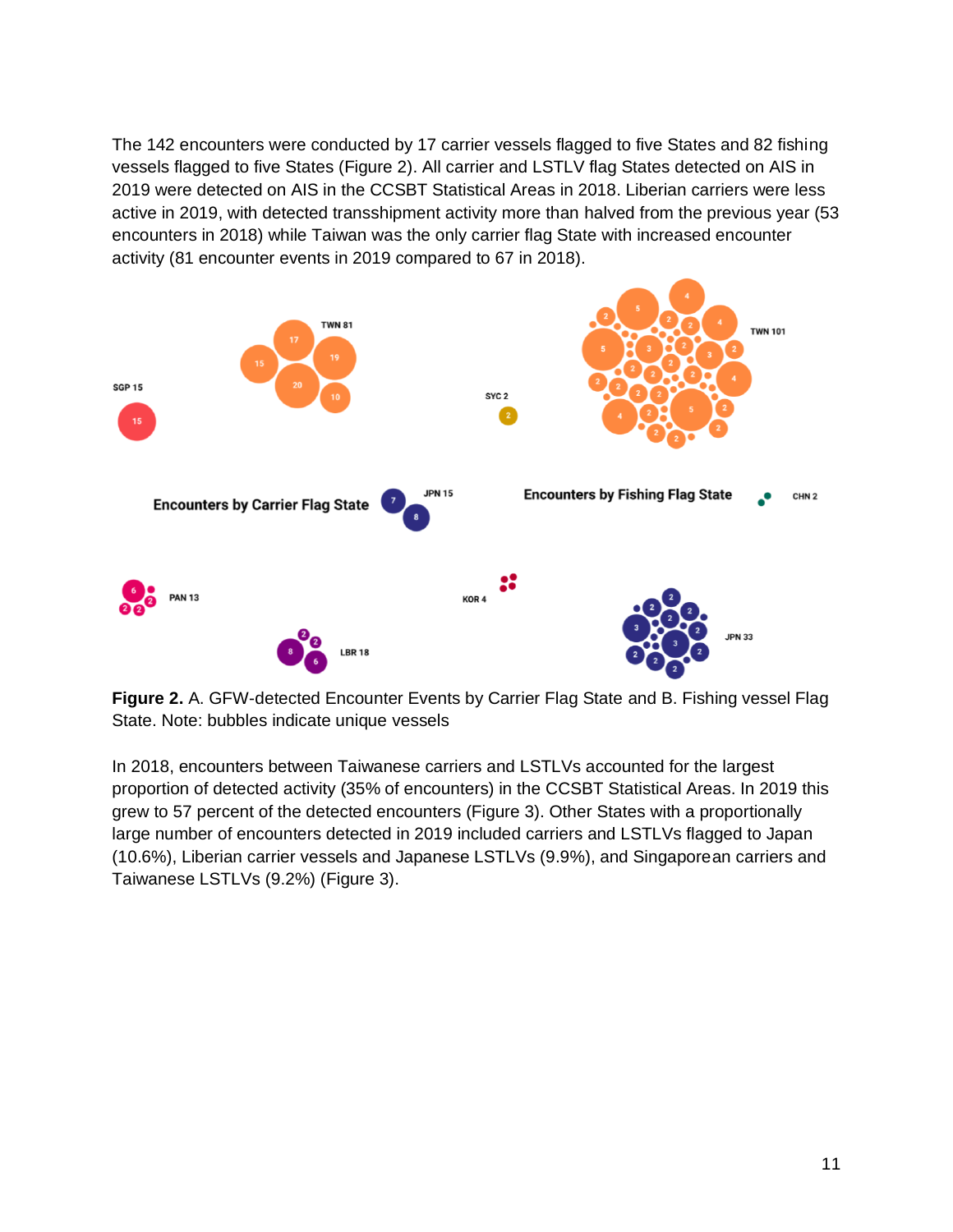The 142 encounters were conducted by 17 carrier vessels flagged to five States and 82 fishing vessels flagged to five States (Figure 2). All carrier and LSTLV flag States detected on AIS in 2019 were detected on AIS in the CCSBT Statistical Areas in 2018. Liberian carriers were less active in 2019, with detected transshipment activity more than halved from the previous year (53 encounters in 2018) while Taiwan was the only carrier flag State with increased encounter activity (81 encounter events in 2019 compared to 67 in 2018).

**Figure 2.** A. GFW-detected Encounter Events by Carrier Flag State and B. Fishing vessel Flag State. Note: bubbles indicate unique vessels

In 2018, encounters between Taiwanese carriers and LSTLVs accounted for the largest proportion of detected activity (35% of encounters) in the CCSBT Statistical Areas. In 2019 this grew to 57 percent of the detected encounters (Figure 3). Other States with a proportionally large number of encounters detected in 2019 included carriers and LSTLVs flagged to Japan (10.6%), Liberian carrier vessels and Japanese LSTLVs (9.9%), and Singaporean carriers and Taiwanese LSTLVs (9.2%) (Figure 3).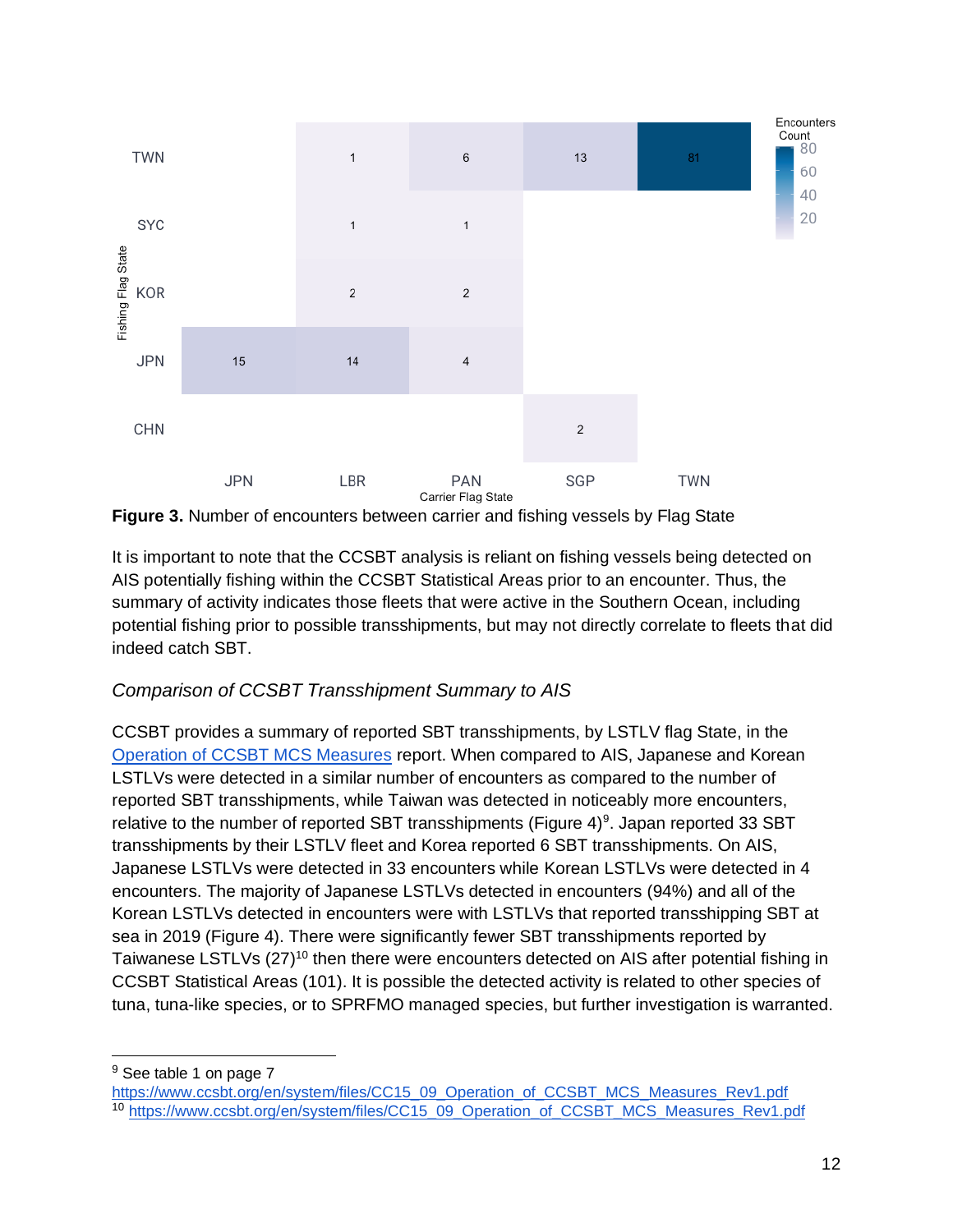| Fishing Flag State | JPN | LBR | PAN | SGP | TWN |
|---|---|---|---|---|---|
| TWN | | 1 | 6 | 13 | 81 |
| SYC | | 1 | 1 | | |
| KOR | | 2 | 2 | | |
| JPN | 15 | 14 | 4 | | |
| CHN | | | | 2 | |

Carrier Flag State; Encounters Count

**Figure 3.** Number of encounters between carrier and fishing vessels by Flag State

It is important to note that the CCSBT analysis is reliant on fishing vessels being detected on AIS potentially fishing within the CCSBT Statistical Areas prior to an encounter. Thus, the summary of activity indicates those fleets that were active in the Southern Ocean, including potential fishing prior to possible transshipments, but may not directly correlate to fleets that did indeed catch SBT.

### *Comparison of CCSBT Transshipment Summary to AIS*

CCSBT provides a summary of reported SBT transshipments, by LSTLV flag State, in the [Operation of CCSBT MCS Measures](https://www.ccsbt.org/en/system/files/CC15_09_Operation_of_CCSBT_MCS_Measures_Rev1.pdf) report. When compared to AIS, Japanese and Korean LSTLVs were detected in a similar number of encounters as compared to the number of reported SBT transshipments, while Taiwan was detected in noticeably more encounters, relative to the number of reported SBT transshipments (Figure 4)[9]. Japan reported 33 SBT transshipments by their LSTLV fleet and Korea reported 6 SBT transshipments. On AIS, Japanese LSTLVs were detected in 33 encounters while Korean LSTLVs were detected in 4 encounters. The majority of Japanese LSTLVs detected in encounters (94%) and all of the Korean LSTLVs detected in encounters were with LSTLVs that reported transshipping SBT at sea in 2019 (Figure 4). There were significantly fewer SBT transshipments reported by Taiwanese LSTLVs (27)[10] then there were encounters detected on AIS after potential fishing in CCSBT Statistical Areas (101). It is possible the detected activity is related to other species of tuna, tuna-like species, or to SPRFMO managed species, but further investigation is warranted.

---

[9] See table 1 on page 7 https://www.ccsbt.org/en/system/files/CC15_09_Operation_of_CCSBT_MCS_Measures_Rev1.pdf

[10] https://www.ccsbt.org/en/system/files/CC15_09_Operation_of_CCSBT_MCS_Measures_Rev1.pdf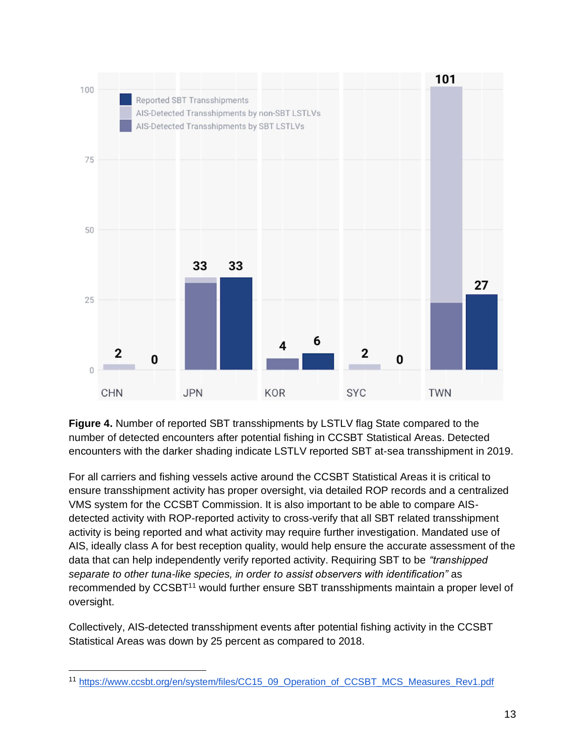**Figure 4.** Number of reported SBT transshipments by LSTLV flag State compared to the number of detected encounters after potential fishing in CCSBT Statistical Areas. Detected encounters with the darker shading indicate LSTLV reported SBT at-sea transshipment in 2019.

For all carriers and fishing vessels active around the CCSBT Statistical Areas it is critical to ensure transshipment activity has proper oversight, via detailed ROP records and a centralized VMS system for the CCSBT Commission. It is also important to be able to compare AIS-detected activity with ROP-reported activity to cross-verify that all SBT related transshipment activity is being reported and what activity may require further investigation. Mandated use of AIS, ideally class A for best reception quality, would help ensure the accurate assessment of the data that can help independently verify reported activity. Requiring SBT to be *"transhipped separate to other tuna-like species, in order to assist observers with identification"* as recommended by CCSBT[11] would further ensure SBT transshipments maintain a proper level of oversight.

Collectively, AIS-detected transshipment events after potential fishing activity in the CCSBT Statistical Areas was down by 25 percent as compared to 2018.

---

[11] https://www.ccsbt.org/en/system/files/CC15_09_Operation_of_CCSBT_MCS_Measures_Rev1.pdf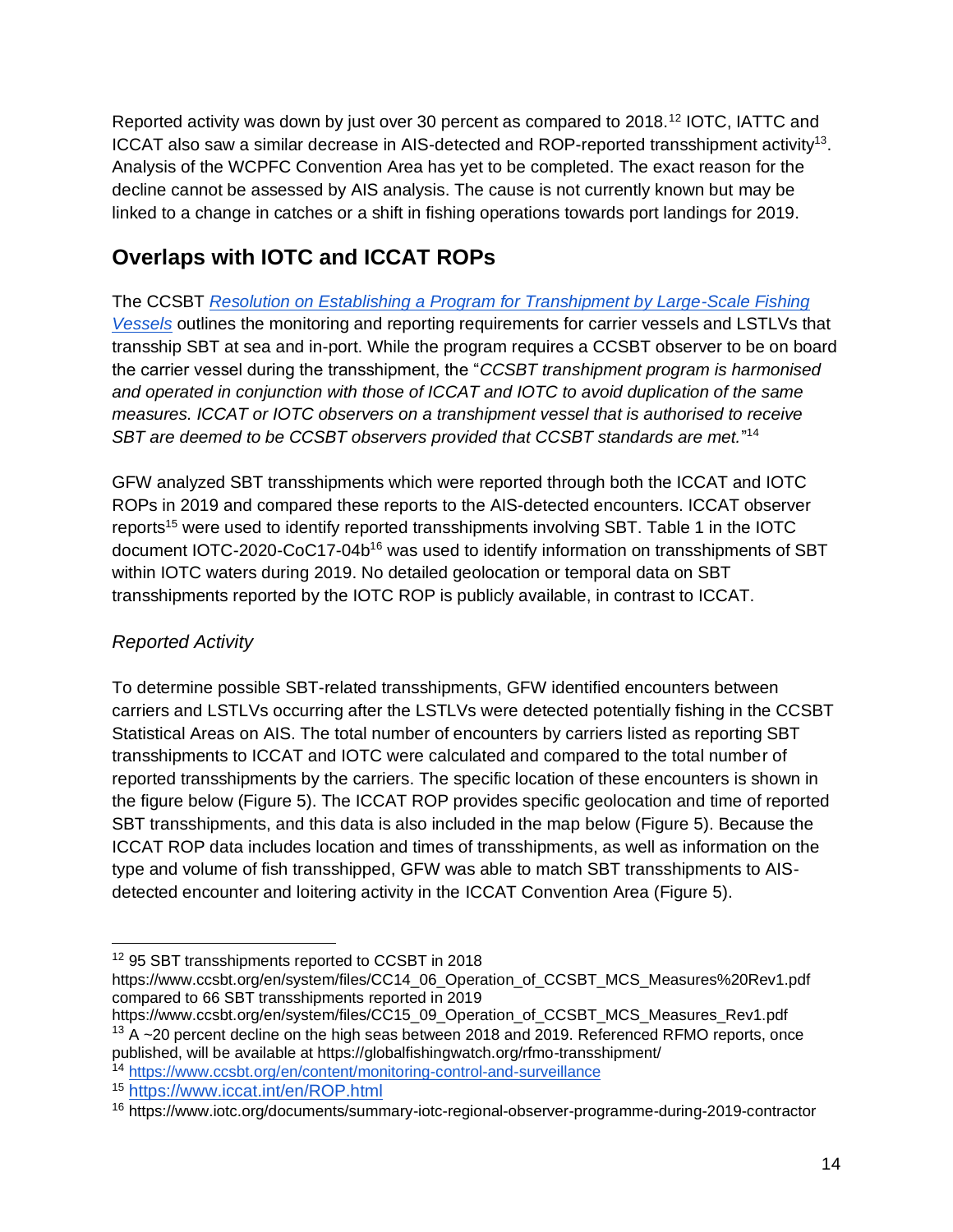Reported activity was down by just over 30 percent as compared to 2018.[12] IOTC, IATTC and ICCAT also saw a similar decrease in AIS-detected and ROP-reported transshipment activity[13]. Analysis of the WCPFC Convention Area has yet to be completed. The exact reason for the decline cannot be assessed by AIS analysis. The cause is not currently known but may be linked to a change in catches or a shift in fishing operations towards port landings for 2019.

## Overlaps with IOTC and ICCAT ROPs

The CCSBT *Resolution on Establishing a Program for Transhipment by Large-Scale Fishing Vessels* outlines the monitoring and reporting requirements for carrier vessels and LSTLVs that transship SBT at sea and in-port. While the program requires a CCSBT observer to be on board the carrier vessel during the transshipment, the "*CCSBT transhipment program is harmonised and operated in conjunction with those of ICCAT and IOTC to avoid duplication of the same measures. ICCAT or IOTC observers on a transhipment vessel that is authorised to receive SBT are deemed to be CCSBT observers provided that CCSBT standards are met.*"[14]

GFW analyzed SBT transshipments which were reported through both the ICCAT and IOTC ROPs in 2019 and compared these reports to the AIS-detected encounters. ICCAT observer reports[15] were used to identify reported transshipments involving SBT. Table 1 in the IOTC document IOTC-2020-CoC17-04b[16] was used to identify information on transshipments of SBT within IOTC waters during 2019. No detailed geolocation or temporal data on SBT transshipments reported by the IOTC ROP is publicly available, in contrast to ICCAT.

### *Reported Activity*

To determine possible SBT-related transshipments, GFW identified encounters between carriers and LSTLVs occurring after the LSTLVs were detected potentially fishing in the CCSBT Statistical Areas on AIS. The total number of encounters by carriers listed as reporting SBT transshipments to ICCAT and IOTC were calculated and compared to the total number of reported transshipments by the carriers. The specific location of these encounters is shown in the figure below (Figure 5). The ICCAT ROP provides specific geolocation and time of reported SBT transshipments, and this data is also included in the map below (Figure 5). Because the ICCAT ROP data includes location and times of transshipments, as well as information on the type and volume of fish transshipped, GFW was able to match SBT transshipments to AIS-detected encounter and loitering activity in the ICCAT Convention Area (Figure 5).

---

[12] 95 SBT transshipments reported to CCSBT in 2018 https://www.ccsbt.org/en/system/files/CC14_06_Operation_of_CCSBT_MCS_Measures%20Rev1.pdf compared to 66 SBT transshipments reported in 2019 https://www.ccsbt.org/en/system/files/CC15_09_Operation_of_CCSBT_MCS_Measures_Rev1.pdf

[13] A ~20 percent decline on the high seas between 2018 and 2019. Referenced RFMO reports, once published, will be available at https://globalfishingwatch.org/rfmo-transshipment/

[14] https://www.ccsbt.org/en/content/monitoring-control-and-surveillance

[15] https://www.iccat.int/en/ROP.html

[16] https://www.iotc.org/documents/summary-iotc-regional-observer-programme-during-2019-contractor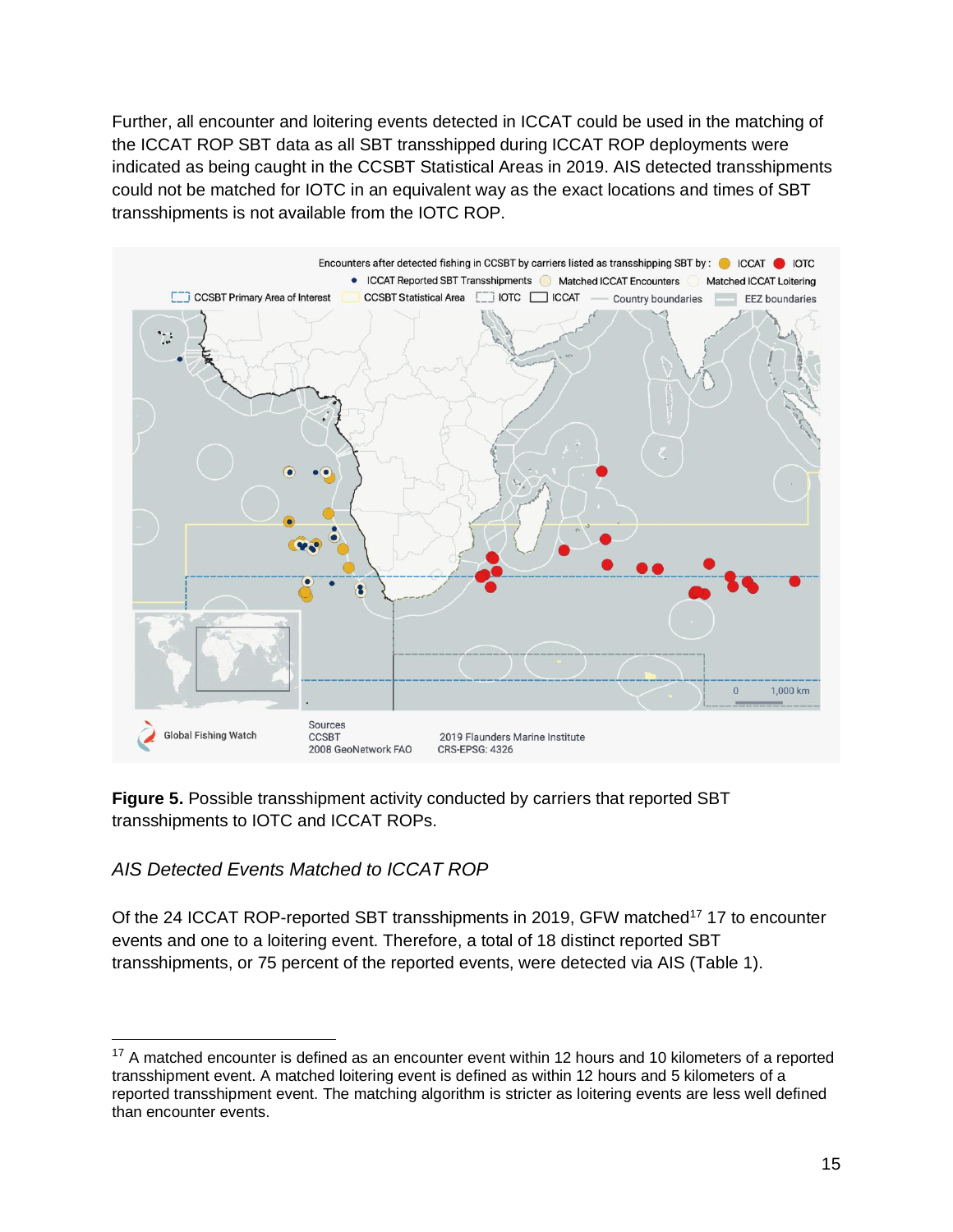Further, all encounter and loitering events detected in ICCAT could be used in the matching of the ICCAT ROP SBT data as all SBT transshipped during ICCAT ROP deployments were indicated as being caught in the CCSBT Statistical Areas in 2019. AIS detected transshipments could not be matched for IOTC in an equivalent way as the exact locations and times of SBT transshipments is not available from the IOTC ROP.

**Figure 5.** Possible transshipment activity conducted by carriers that reported SBT transshipments to IOTC and ICCAT ROPs.

*AIS Detected Events Matched to ICCAT ROP*

Of the 24 ICCAT ROP-reported SBT transshipments in 2019, GFW matched[17] 17 to encounter events and one to a loitering event. Therefore, a total of 18 distinct reported SBT transshipments, or 75 percent of the reported events, were detected via AIS (Table 1).

[17] A matched encounter is defined as an encounter event within 12 hours and 10 kilometers of a reported transshipment event. A matched loitering event is defined as within 12 hours and 5 kilometers of a reported transshipment event. The matching algorithm is stricter as loitering events are less well defined than encounter events.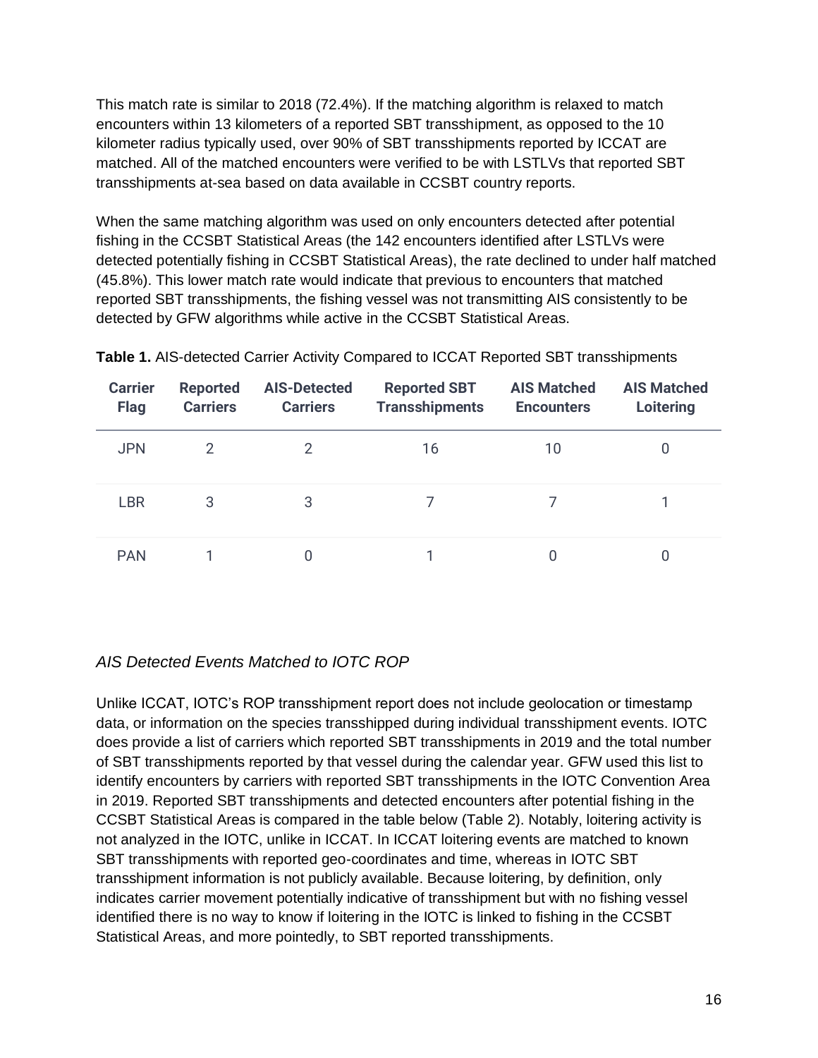This match rate is similar to 2018 (72.4%). If the matching algorithm is relaxed to match encounters within 13 kilometers of a reported SBT transshipment, as opposed to the 10 kilometer radius typically used, over 90% of SBT transshipments reported by ICCAT are matched. All of the matched encounters were verified to be with LSTLVs that reported SBT transshipments at-sea based on data available in CCSBT country reports.

When the same matching algorithm was used on only encounters detected after potential fishing in the CCSBT Statistical Areas (the 142 encounters identified after LSTLVs were detected potentially fishing in CCSBT Statistical Areas), the rate declined to under half matched (45.8%). This lower match rate would indicate that previous to encounters that matched reported SBT transshipments, the fishing vessel was not transmitting AIS consistently to be detected by GFW algorithms while active in the CCSBT Statistical Areas.

**Table 1.** AIS-detected Carrier Activity Compared to ICCAT Reported SBT transshipments

| Carrier Flag | Reported Carriers | AIS-Detected Carriers | Reported SBT Transshipments | AIS Matched Encounters | AIS Matched Loitering |
|---|---|---|---|---|---|
| JPN | 2 | 2 | 16 | 10 | 0 |
| LBR | 3 | 3 | 7 | 7 | 1 |
| PAN | 1 | 0 | 1 | 0 | 0 |

### *AIS Detected Events Matched to IOTC ROP*

Unlike ICCAT, IOTC's ROP transshipment report does not include geolocation or timestamp data, or information on the species transshipped during individual transshipment events. IOTC does provide a list of carriers which reported SBT transshipments in 2019 and the total number of SBT transshipments reported by that vessel during the calendar year. GFW used this list to identify encounters by carriers with reported SBT transshipments in the IOTC Convention Area in 2019. Reported SBT transshipments and detected encounters after potential fishing in the CCSBT Statistical Areas is compared in the table below (Table 2). Notably, loitering activity is not analyzed in the IOTC, unlike in ICCAT. In ICCAT loitering events are matched to known SBT transshipments with reported geo-coordinates and time, whereas in IOTC SBT transshipment information is not publicly available. Because loitering, by definition, only indicates carrier movement potentially indicative of transshipment but with no fishing vessel identified there is no way to know if loitering in the IOTC is linked to fishing in the CCSBT Statistical Areas, and more pointedly, to SBT reported transshipments.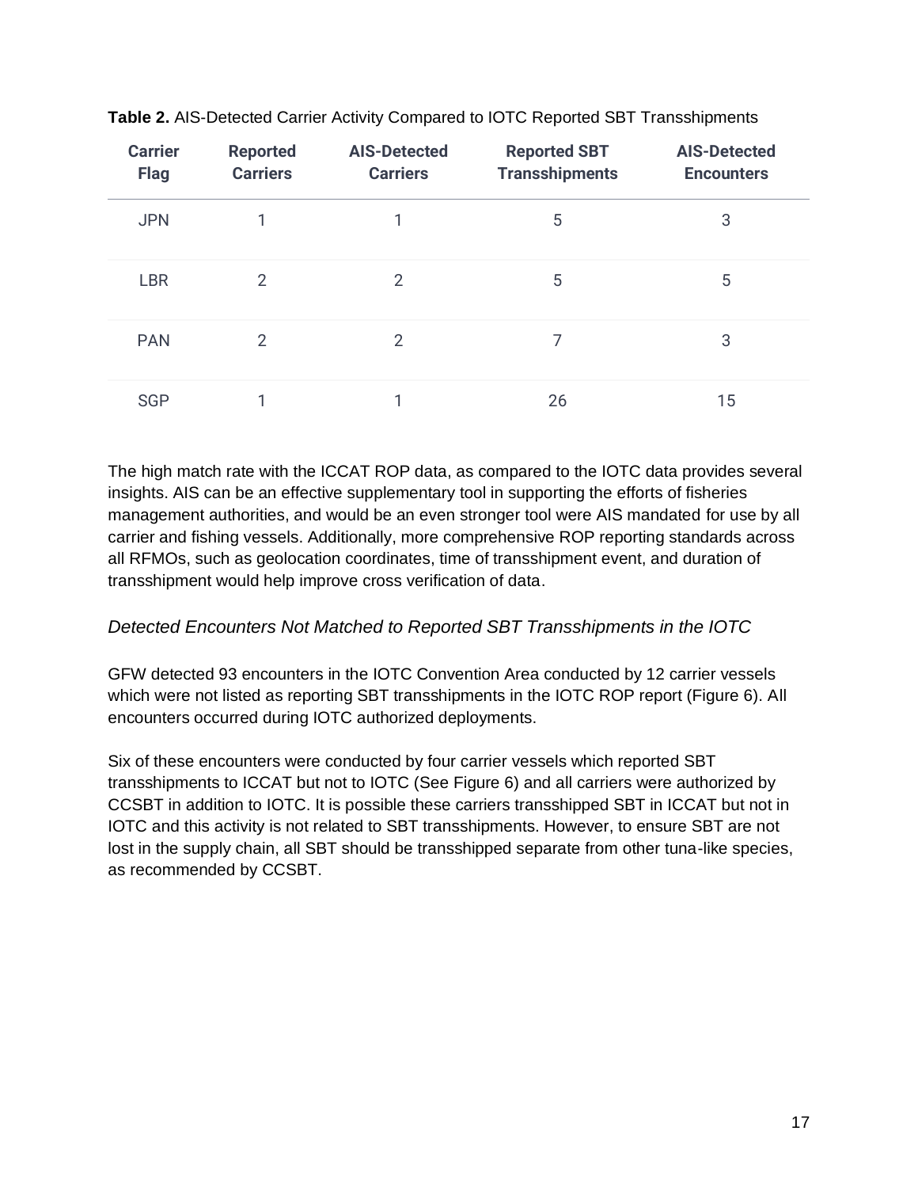**Table 2.** AIS-Detected Carrier Activity Compared to IOTC Reported SBT Transshipments

| Carrier Flag | Reported Carriers | AIS-Detected Carriers | Reported SBT Transshipments | AIS-Detected Encounters |
|---|---|---|---|---|
| JPN | 1 | 1 | 5 | 3 |
| LBR | 2 | 2 | 5 | 5 |
| PAN | 2 | 2 | 7 | 3 |
| SGP | 1 | 1 | 26 | 15 |

The high match rate with the ICCAT ROP data, as compared to the IOTC data provides several insights. AIS can be an effective supplementary tool in supporting the efforts of fisheries management authorities, and would be an even stronger tool were AIS mandated for use by all carrier and fishing vessels. Additionally, more comprehensive ROP reporting standards across all RFMOs, such as geolocation coordinates, time of transshipment event, and duration of transshipment would help improve cross verification of data.

### *Detected Encounters Not Matched to Reported SBT Transshipments in the IOTC*

GFW detected 93 encounters in the IOTC Convention Area conducted by 12 carrier vessels which were not listed as reporting SBT transshipments in the IOTC ROP report (Figure 6). All encounters occurred during IOTC authorized deployments.

Six of these encounters were conducted by four carrier vessels which reported SBT transshipments to ICCAT but not to IOTC (See Figure 6) and all carriers were authorized by CCSBT in addition to IOTC. It is possible these carriers transshipped SBT in ICCAT but not in IOTC and this activity is not related to SBT transshipments. However, to ensure SBT are not lost in the supply chain, all SBT should be transshipped separate from other tuna-like species, as recommended by CCSBT.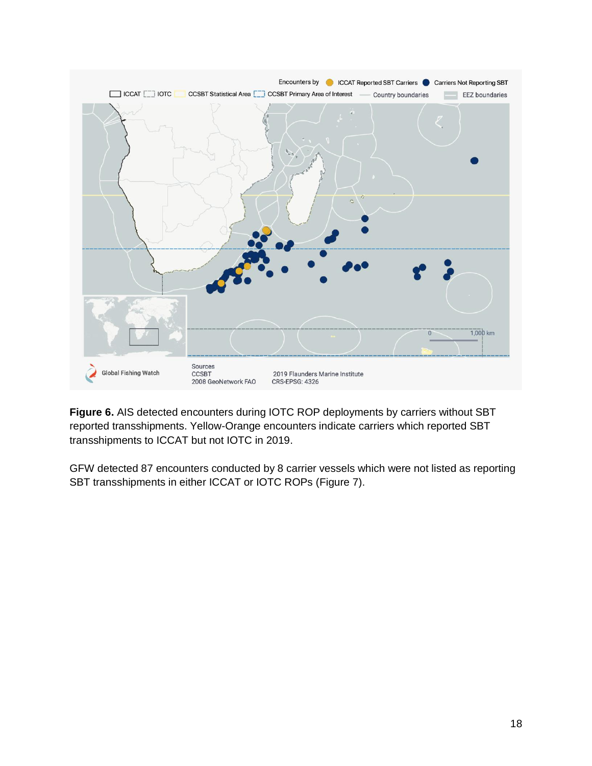**Figure 6.** AIS detected encounters during IOTC ROP deployments by carriers without SBT reported transshipments. Yellow-Orange encounters indicate carriers which reported SBT transshipments to ICCAT but not IOTC in 2019.

GFW detected 87 encounters conducted by 8 carrier vessels which were not listed as reporting SBT transshipments in either ICCAT or IOTC ROPs (Figure 7).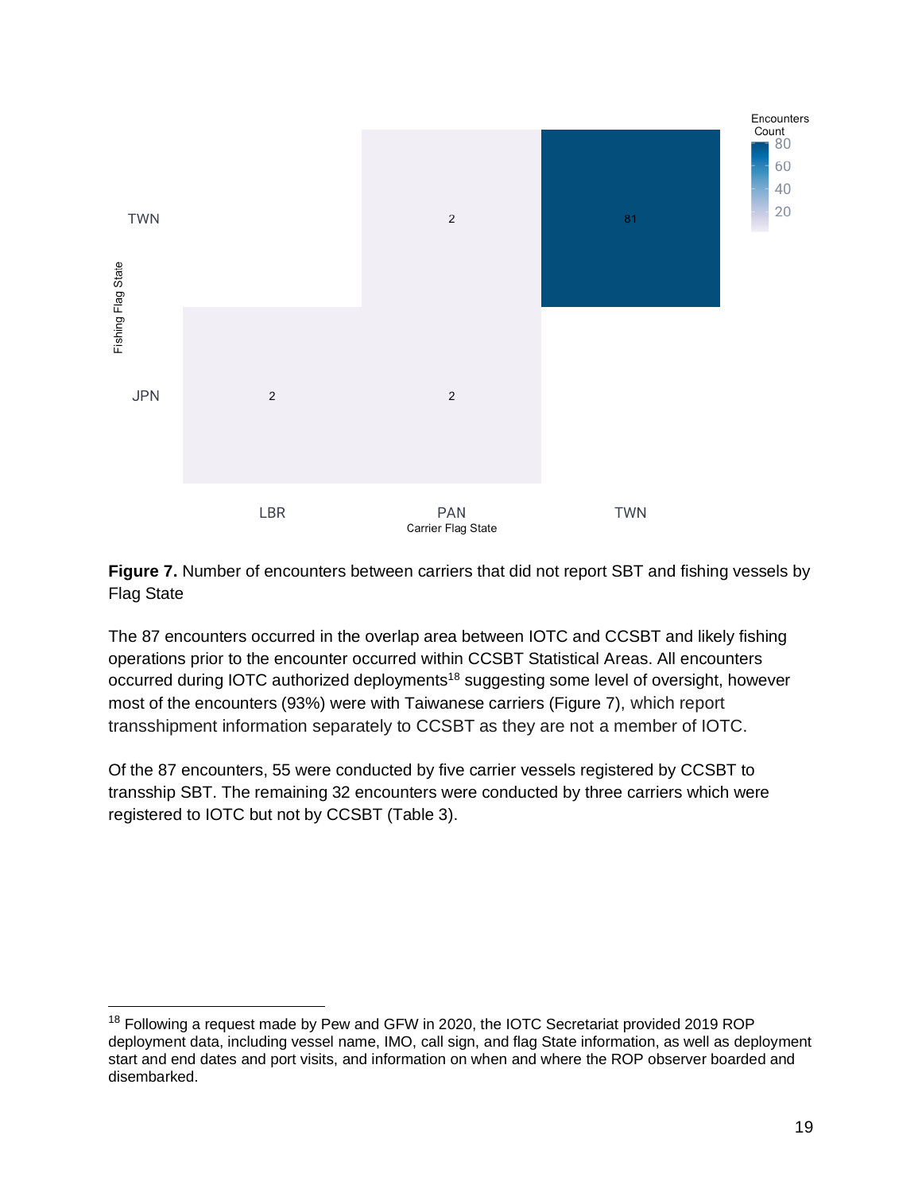**Figure 7.** Number of encounters between carriers that did not report SBT and fishing vessels by Flag State

The 87 encounters occurred in the overlap area between IOTC and CCSBT and likely fishing operations prior to the encounter occurred within CCSBT Statistical Areas. All encounters occurred during IOTC authorized deployments[18] suggesting some level of oversight, however most of the encounters (93%) were with Taiwanese carriers (Figure 7), which report transshipment information separately to CCSBT as they are not a member of IOTC.

Of the 87 encounters, 55 were conducted by five carrier vessels registered by CCSBT to transship SBT. The remaining 32 encounters were conducted by three carriers which were registered to IOTC but not by CCSBT (Table 3).

[18] Following a request made by Pew and GFW in 2020, the IOTC Secretariat provided 2019 ROP deployment data, including vessel name, IMO, call sign, and flag State information, as well as deployment start and end dates and port visits, and information on when and where the ROP observer boarded and disembarked.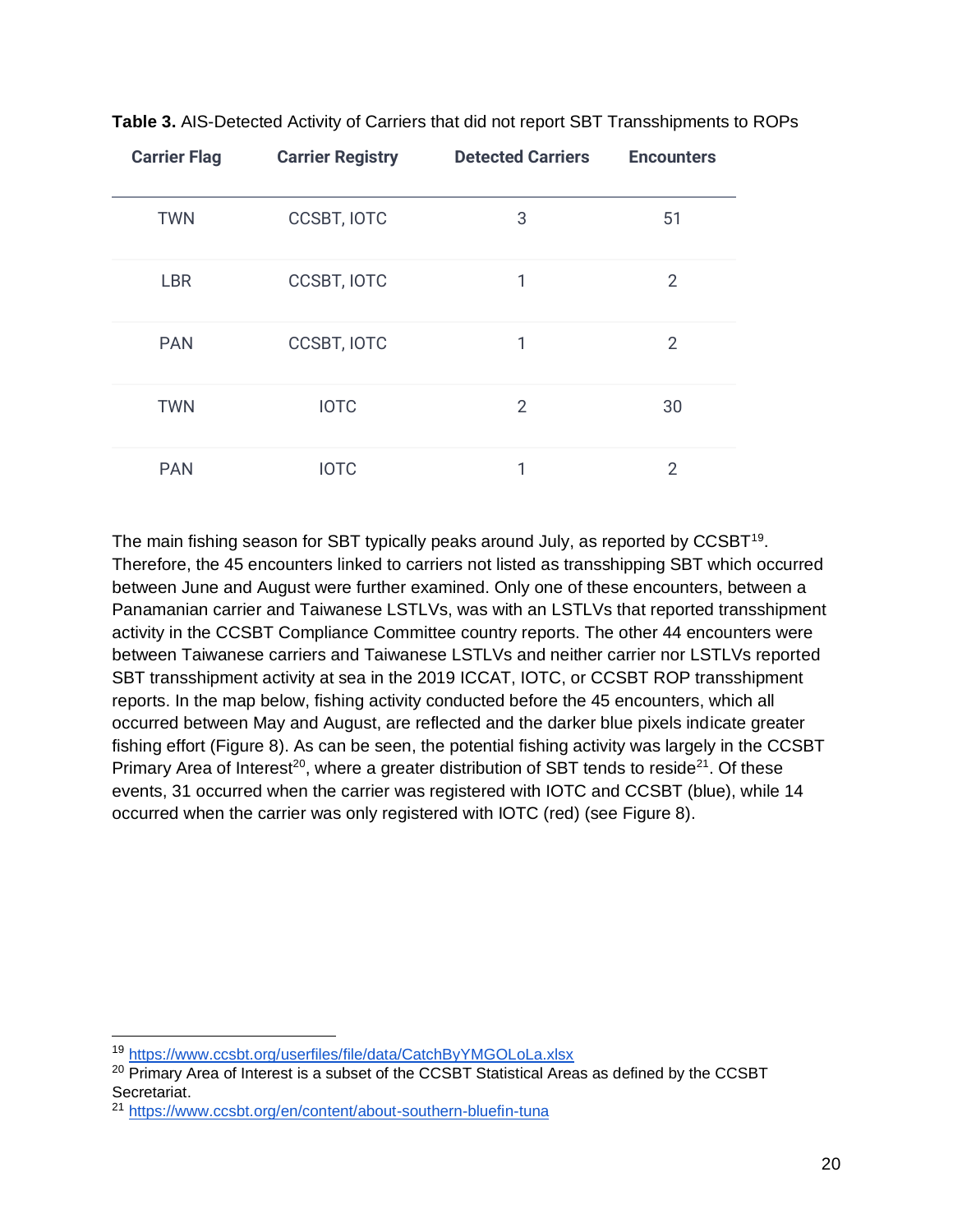**Table 3.** AIS-Detected Activity of Carriers that did not report SBT Transshipments to ROPs

| Carrier Flag | Carrier Registry | Detected Carriers | Encounters |
|---|---|---|---|
| TWN | CCSBT, IOTC | 3 | 51 |
| LBR | CCSBT, IOTC | 1 | 2 |
| PAN | CCSBT, IOTC | 1 | 2 |
| TWN | IOTC | 2 | 30 |
| PAN | IOTC | 1 | 2 |

The main fishing season for SBT typically peaks around July, as reported by CCSBT[19]. Therefore, the 45 encounters linked to carriers not listed as transshipping SBT which occurred between June and August were further examined. Only one of these encounters, between a Panamanian carrier and Taiwanese LSTLVs, was with an LSTLVs that reported transshipment activity in the CCSBT Compliance Committee country reports. The other 44 encounters were between Taiwanese carriers and Taiwanese LSTLVs and neither carrier nor LSTLVs reported SBT transshipment activity at sea in the 2019 ICCAT, IOTC, or CCSBT ROP transshipment reports. In the map below, fishing activity conducted before the 45 encounters, which all occurred between May and August, are reflected and the darker blue pixels indicate greater fishing effort (Figure 8). As can be seen, the potential fishing activity was largely in the CCSBT Primary Area of Interest[20], where a greater distribution of SBT tends to reside[21]. Of these events, 31 occurred when the carrier was registered with IOTC and CCSBT (blue), while 14 occurred when the carrier was only registered with IOTC (red) (see Figure 8).

---

[19] https://www.ccsbt.org/userfiles/file/data/CatchByYMGOLoLa.xlsx

[20] Primary Area of Interest is a subset of the CCSBT Statistical Areas as defined by the CCSBT Secretariat.

[21] https://www.ccsbt.org/en/content/about-southern-bluefin-tuna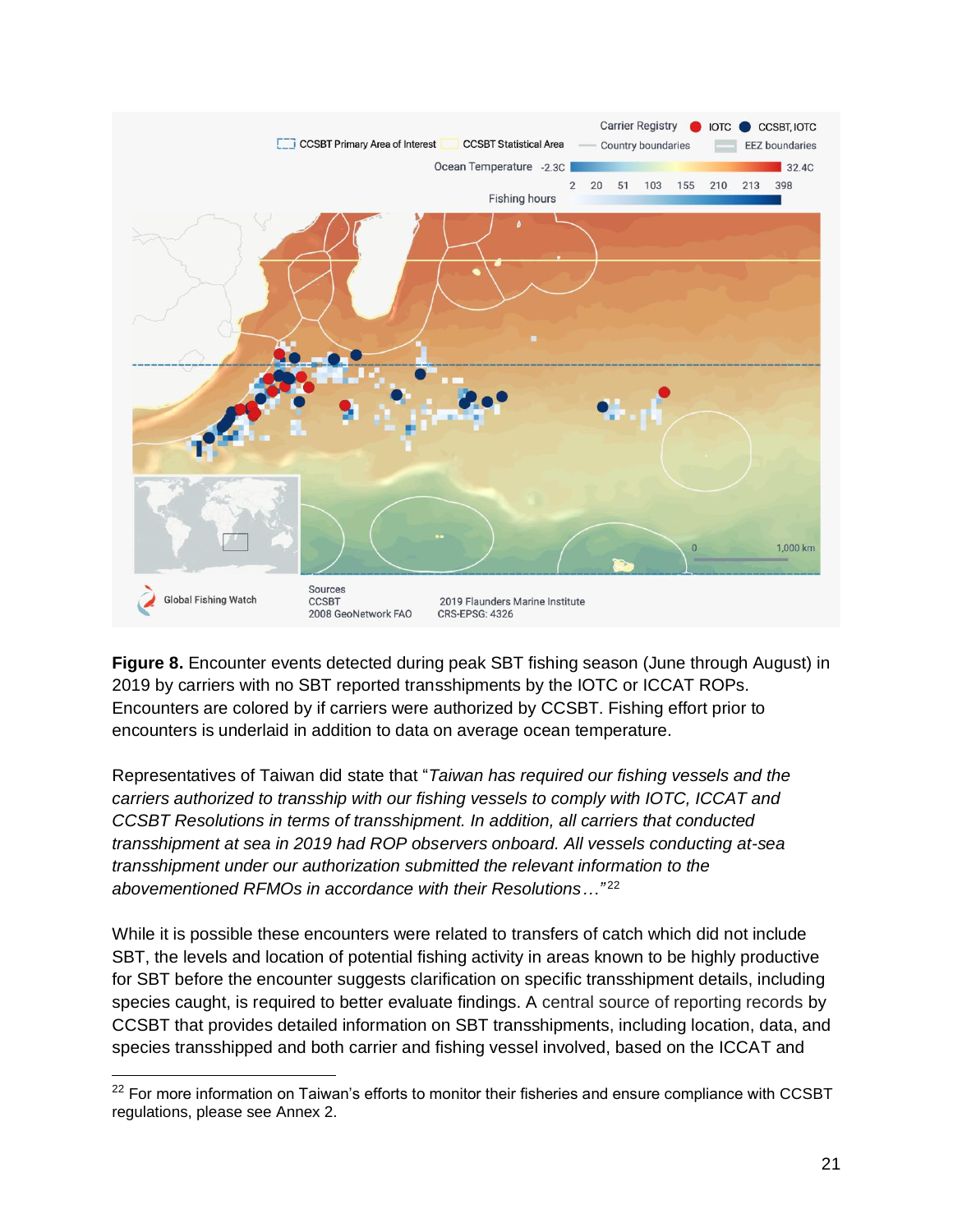**Figure 8.** Encounter events detected during peak SBT fishing season (June through August) in 2019 by carriers with no SBT reported transshipments by the IOTC or ICCAT ROPs. Encounters are colored by if carriers were authorized by CCSBT. Fishing effort prior to encounters is underlaid in addition to data on average ocean temperature.

Representatives of Taiwan did state that "*Taiwan has required our fishing vessels and the carriers authorized to transship with our fishing vessels to comply with IOTC, ICCAT and CCSBT Resolutions in terms of transshipment. In addition, all carriers that conducted transshipment at sea in 2019 had ROP observers onboard. All vessels conducting at-sea transshipment under our authorization submitted the relevant information to the abovementioned RFMOs in accordance with their Resolutions…*"[22]

While it is possible these encounters were related to transfers of catch which did not include SBT, the levels and location of potential fishing activity in areas known to be highly productive for SBT before the encounter suggests clarification on specific transshipment details, including species caught, is required to better evaluate findings. A central source of reporting records by CCSBT that provides detailed information on SBT transshipments, including location, data, and species transshipped and both carrier and fishing vessel involved, based on the ICCAT and

[22] For more information on Taiwan's efforts to monitor their fisheries and ensure compliance with CCSBT regulations, please see Annex 2.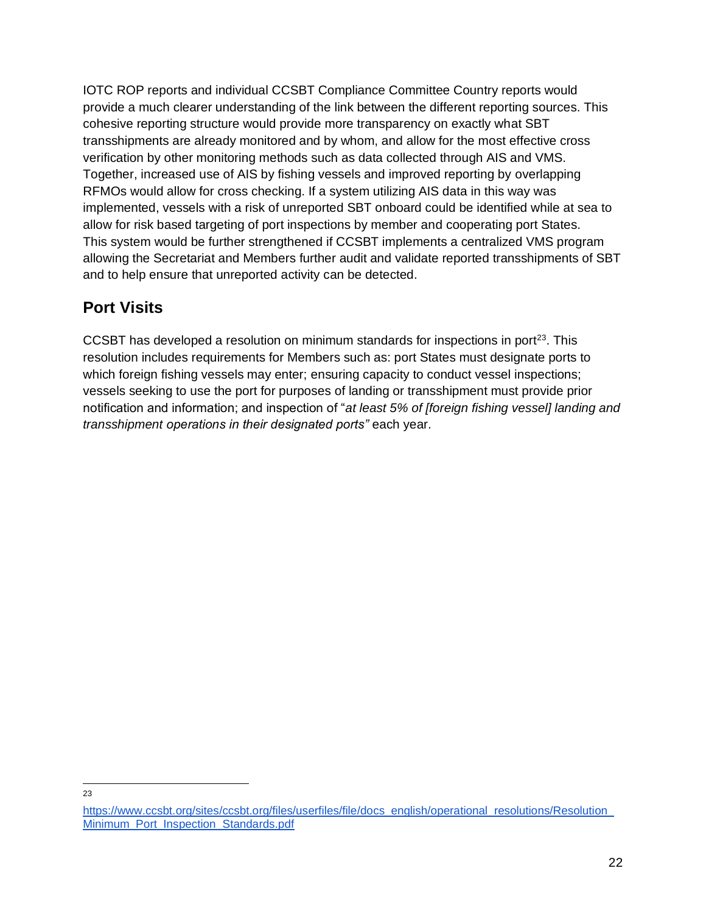IOTC ROP reports and individual CCSBT Compliance Committee Country reports would provide a much clearer understanding of the link between the different reporting sources. This cohesive reporting structure would provide more transparency on exactly what SBT transshipments are already monitored and by whom, and allow for the most effective cross verification by other monitoring methods such as data collected through AIS and VMS. Together, increased use of AIS by fishing vessels and improved reporting by overlapping RFMOs would allow for cross checking. If a system utilizing AIS data in this way was implemented, vessels with a risk of unreported SBT onboard could be identified while at sea to allow for risk based targeting of port inspections by member and cooperating port States. This system would be further strengthened if CCSBT implements a centralized VMS program allowing the Secretariat and Members further audit and validate reported transshipments of SBT and to help ensure that unreported activity can be detected.

## Port Visits

CCSBT has developed a resolution on minimum standards for inspections in port[23]. This resolution includes requirements for Members such as: port States must designate ports to which foreign fishing vessels may enter; ensuring capacity to conduct vessel inspections; vessels seeking to use the port for purposes of landing or transshipment must provide prior notification and information; and inspection of "*at least 5% of [foreign fishing vessel] landing and transshipment operations in their designated ports"* each year.

---

[23] https://www.ccsbt.org/sites/ccsbt.org/files/userfiles/file/docs_english/operational_resolutions/Resolution_Minimum_Port_Inspection_Standards.pdf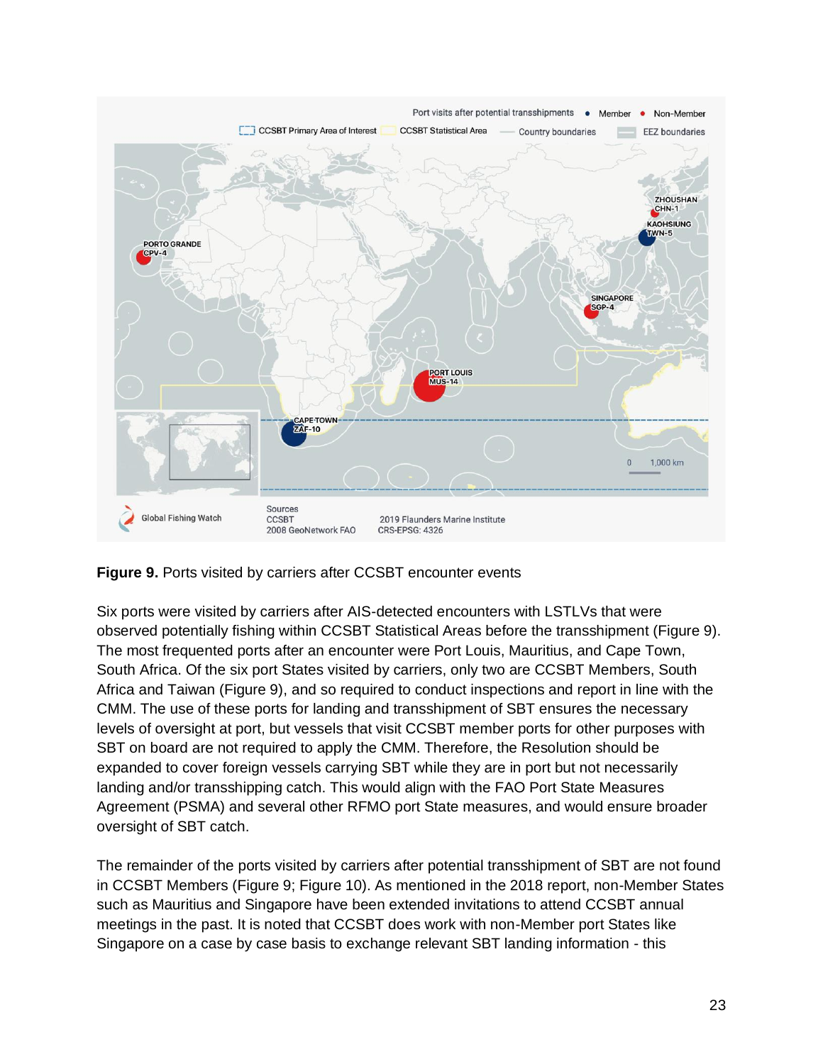**Figure 9.** Ports visited by carriers after CCSBT encounter events

Six ports were visited by carriers after AIS-detected encounters with LSTLVs that were observed potentially fishing within CCSBT Statistical Areas before the transshipment (Figure 9). The most frequented ports after an encounter were Port Louis, Mauritius, and Cape Town, South Africa. Of the six port States visited by carriers, only two are CCSBT Members, South Africa and Taiwan (Figure 9), and so required to conduct inspections and report in line with the CMM. The use of these ports for landing and transshipment of SBT ensures the necessary levels of oversight at port, but vessels that visit CCSBT member ports for other purposes with SBT on board are not required to apply the CMM. Therefore, the Resolution should be expanded to cover foreign vessels carrying SBT while they are in port but not necessarily landing and/or transshipping catch. This would align with the FAO Port State Measures Agreement (PSMA) and several other RFMO port State measures, and would ensure broader oversight of SBT catch.

The remainder of the ports visited by carriers after potential transshipment of SBT are not found in CCSBT Members (Figure 9; Figure 10). As mentioned in the 2018 report, non-Member States such as Mauritius and Singapore have been extended invitations to attend CCSBT annual meetings in the past. It is noted that CCSBT does work with non-Member port States like Singapore on a case by case basis to exchange relevant SBT landing information - this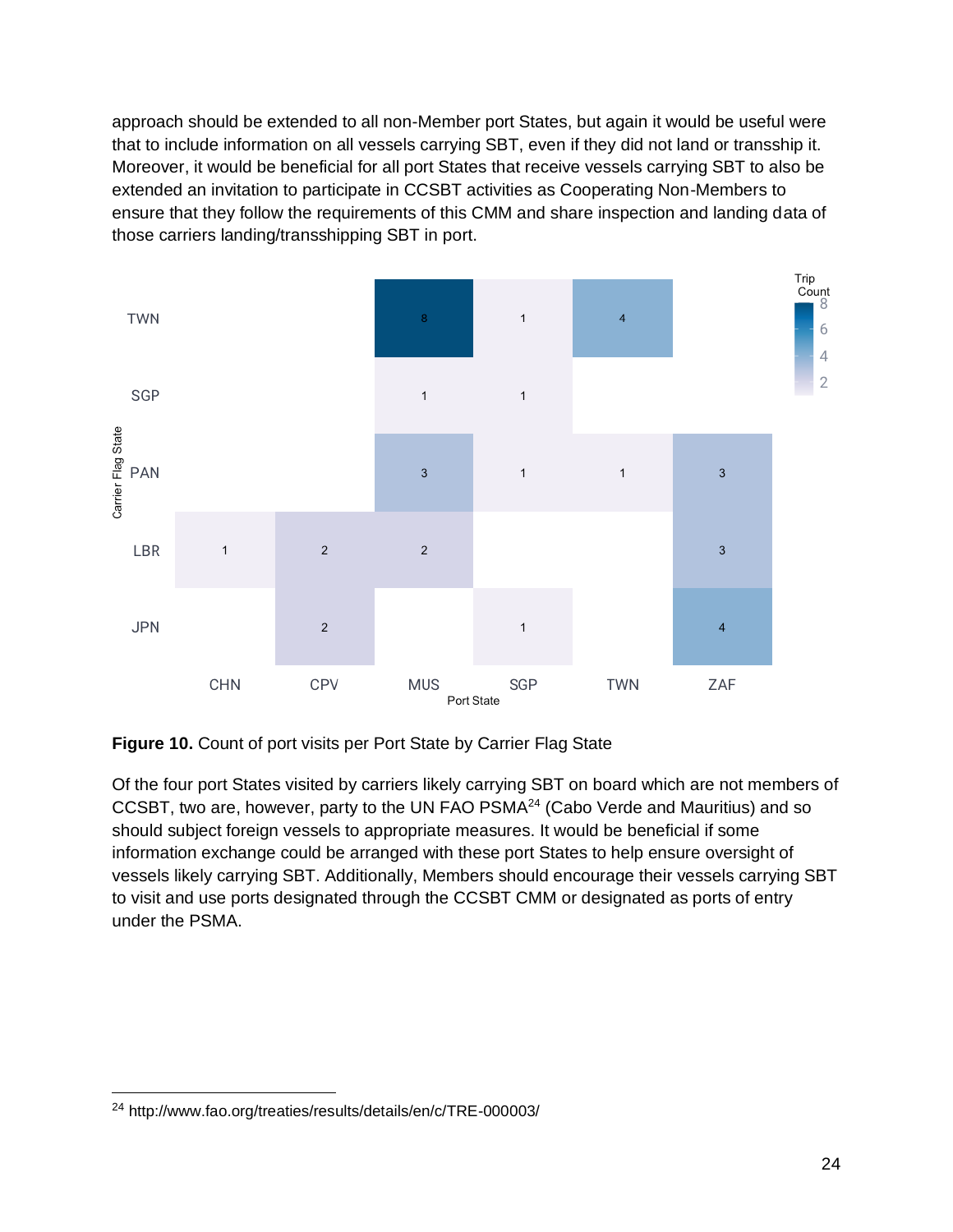approach should be extended to all non-Member port States, but again it would be useful were that to include information on all vessels carrying SBT, even if they did not land or tranship it. Moreover, it would be beneficial for all port States that receive vessels carrying SBT to also be extended an invitation to participate in CCSBT activities as Cooperating Non-Members to ensure that they follow the requirements of this CMM and share inspection and landing data of those carriers landing/transshipping SBT in port.

| Carrier Flag State | CHN | CPV | MUS | SGP | TWN | ZAF |
|---|---|---|---|---|---|---|
| TWN | | | 8 | 1 | 4 | |
| SGP | | | 1 | 1 | | |
| PAN | | | 3 | 1 | 1 | 3 |
| LBR | 1 | 2 | 2 | | | 3 |
| JPN | | 2 | | 1 | | 4 |

**Figure 10.** Count of port visits per Port State by Carrier Flag State

Of the four port States visited by carriers likely carrying SBT on board which are not members of CCSBT, two are, however, party to the UN FAO PSMA[24] (Cabo Verde and Mauritius) and so should subject foreign vessels to appropriate measures. It would be beneficial if some information exchange could be arranged with these port States to help ensure oversight of vessels likely carrying SBT. Additionally, Members should encourage their vessels carrying SBT to visit and use ports designated through the CCSBT CMM or designated as ports of entry under the PSMA.

[24] http://www.fao.org/treaties/results/details/en/c/TRE-000003/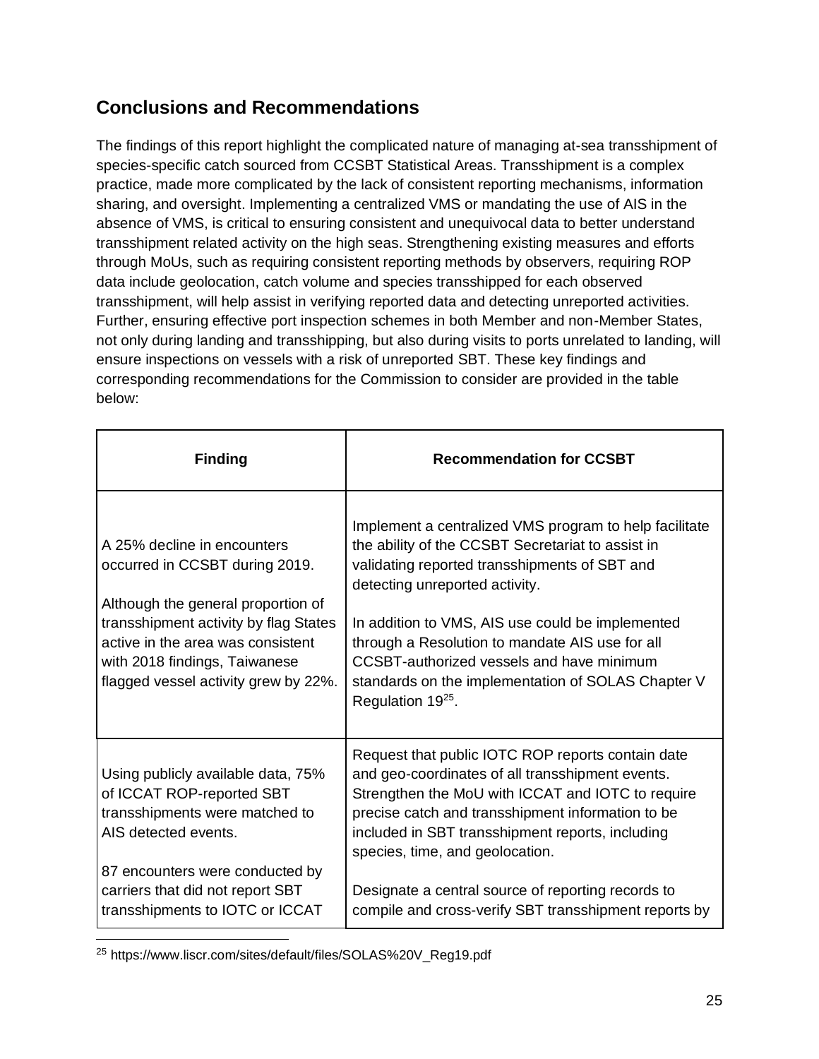## Conclusions and Recommendations

The findings of this report highlight the complicated nature of managing at-sea transshipment of species-specific catch sourced from CCSBT Statistical Areas. Transshipment is a complex practice, made more complicated by the lack of consistent reporting mechanisms, information sharing, and oversight. Implementing a centralized VMS or mandating the use of AIS in the absence of VMS, is critical to ensuring consistent and unequivocal data to better understand transshipment related activity on the high seas. Strengthening existing measures and efforts through MoUs, such as requiring consistent reporting methods by observers, requiring ROP data include geolocation, catch volume and species transshipped for each observed transshipment, will help assist in verifying reported data and detecting unreported activities. Further, ensuring effective port inspection schemes in both Member and non-Member States, not only during landing and transshipping, but also during visits to ports unrelated to landing, will ensure inspections on vessels with a risk of unreported SBT. These key findings and corresponding recommendations for the Commission to consider are provided in the table below:

| Finding | Recommendation for CCSBT |
| --- | --- |
| A 25% decline in encounters occurred in CCSBT during 2019.<br><br>Although the general proportion of transshipment activity by flag States active in the area was consistent with 2018 findings, Taiwanese flagged vessel activity grew by 22%. | Implement a centralized VMS program to help facilitate the ability of the CCSBT Secretariat to assist in validating reported transshipments of SBT and detecting unreported activity.<br><br>In addition to VMS, AIS use could be implemented through a Resolution to mandate AIS use for all CCSBT-authorized vessels and have minimum standards on the implementation of SOLAS Chapter V Regulation 19[25]. |
| Using publicly available data, 75% of ICCAT ROP-reported SBT transshipments were matched to AIS detected events.<br><br>87 encounters were conducted by carriers that did not report SBT transshipments to IOTC or ICCAT | Request that public IOTC ROP reports contain date and geo-coordinates of all transshipment events. Strengthen the MoU with ICCAT and IOTC to require precise catch and transshipment information to be included in SBT transshipment reports, including species, time, and geolocation.<br><br>Designate a central source of reporting records to compile and cross-verify SBT transshipment reports by |

[25] https://www.liscr.com/sites/default/files/SOLAS%20V_Reg19.pdf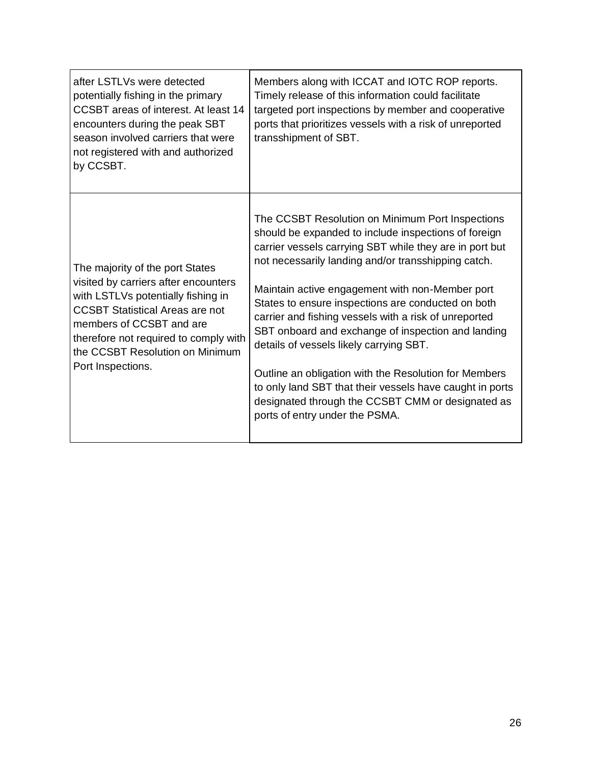| | |
|---|---|
| after LSTLVs were detected potentially fishing in the primary CCSBT areas of interest. At least 14 encounters during the peak SBT season involved carriers that were not registered with and authorized by CCSBT. | Members along with ICCAT and IOTC ROP reports. Timely release of this information could facilitate targeted port inspections by member and cooperative ports that prioritizes vessels with a risk of unreported transshipment of SBT. |
| The majority of the port States visited by carriers after encounters with LSTLVs potentially fishing in CCSBT Statistical Areas are not members of CCSBT and are therefore not required to comply with the CCSBT Resolution on Minimum Port Inspections. | The CCSBT Resolution on Minimum Port Inspections should be expanded to include inspections of foreign carrier vessels carrying SBT while they are in port but not necessarily landing and/or transshipping catch.<br><br>Maintain active engagement with non-Member port States to ensure inspections are conducted on both carrier and fishing vessels with a risk of unreported SBT onboard and exchange of inspection and landing details of vessels likely carrying SBT.<br><br>Outline an obligation with the Resolution for Members to only land SBT that their vessels have caught in ports designated through the CCSBT CMM or designated as ports of entry under the PSMA. |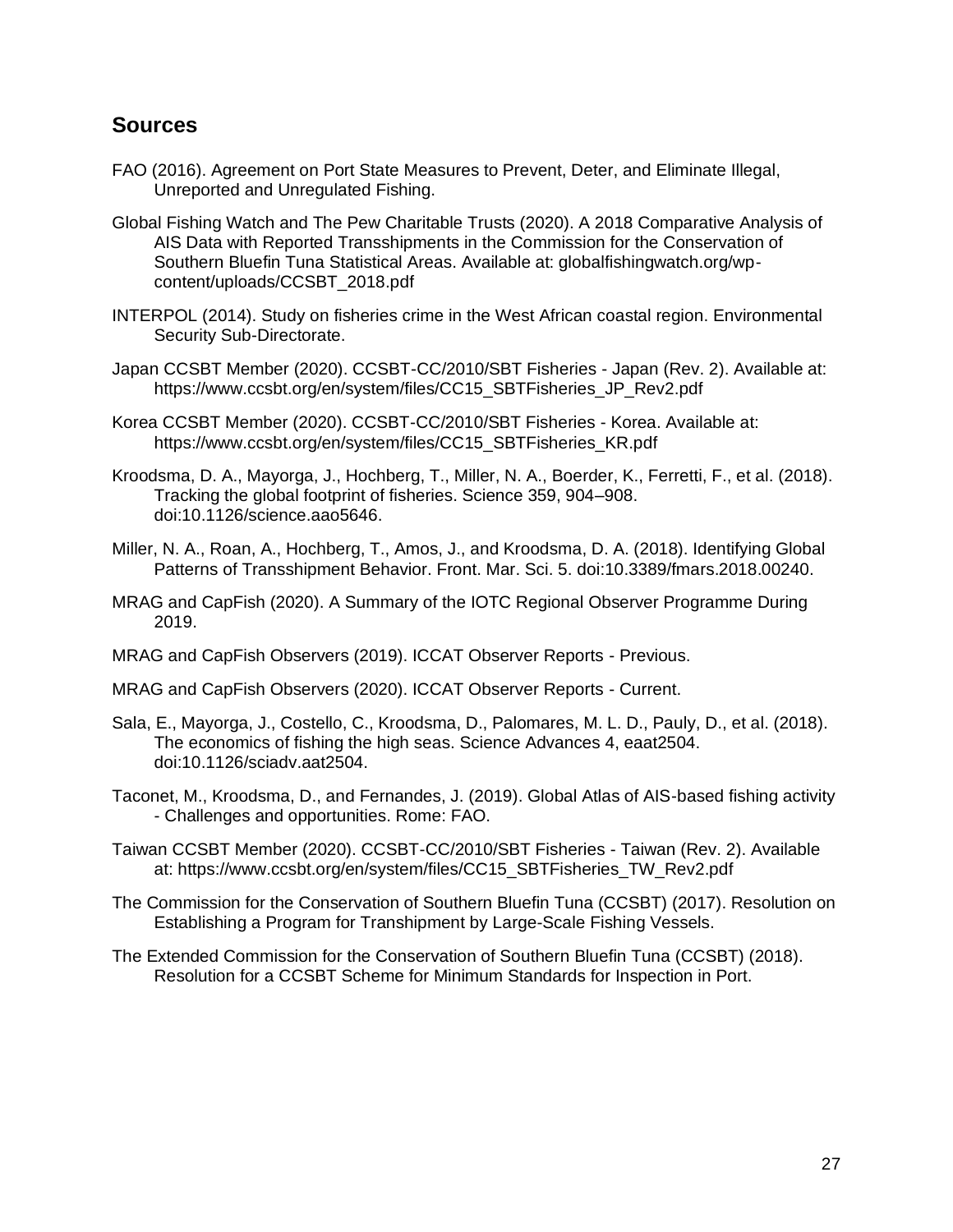## Sources

FAO (2016). Agreement on Port State Measures to Prevent, Deter, and Eliminate Illegal, Unreported and Unregulated Fishing.

Global Fishing Watch and The Pew Charitable Trusts (2020). A 2018 Comparative Analysis of AIS Data with Reported Transshipments in the Commission for the Conservation of Southern Bluefin Tuna Statistical Areas. Available at: globalfishingwatch.org/wp-content/uploads/CCSBT_2018.pdf

INTERPOL (2014). Study on fisheries crime in the West African coastal region. Environmental Security Sub-Directorate.

Japan CCSBT Member (2020). CCSBT-CC/2010/SBT Fisheries - Japan (Rev. 2). Available at: https://www.ccsbt.org/en/system/files/CC15_SBTFisheries_JP_Rev2.pdf

Korea CCSBT Member (2020). CCSBT-CC/2010/SBT Fisheries - Korea. Available at: https://www.ccsbt.org/en/system/files/CC15_SBTFisheries_KR.pdf

Kroodsma, D. A., Mayorga, J., Hochberg, T., Miller, N. A., Boerder, K., Ferretti, F., et al. (2018). Tracking the global footprint of fisheries. Science 359, 904–908. doi:10.1126/science.aao5646.

Miller, N. A., Roan, A., Hochberg, T., Amos, J., and Kroodsma, D. A. (2018). Identifying Global Patterns of Transshipment Behavior. Front. Mar. Sci. 5. doi:10.3389/fmars.2018.00240.

MRAG and CapFish (2020). A Summary of the IOTC Regional Observer Programme During 2019.

MRAG and CapFish Observers (2019). ICCAT Observer Reports - Previous.

MRAG and CapFish Observers (2020). ICCAT Observer Reports - Current.

Sala, E., Mayorga, J., Costello, C., Kroodsma, D., Palomares, M. L. D., Pauly, D., et al. (2018). The economics of fishing the high seas. Science Advances 4, eaat2504. doi:10.1126/sciadv.aat2504.

Taconet, M., Kroodsma, D., and Fernandes, J. (2019). Global Atlas of AIS-based fishing activity - Challenges and opportunities. Rome: FAO.

Taiwan CCSBT Member (2020). CCSBT-CC/2010/SBT Fisheries - Taiwan (Rev. 2). Available at: https://www.ccsbt.org/en/system/files/CC15_SBTFisheries_TW_Rev2.pdf

The Commission for the Conservation of Southern Bluefin Tuna (CCSBT) (2017). Resolution on Establishing a Program for Transhipment by Large-Scale Fishing Vessels.

The Extended Commission for the Conservation of Southern Bluefin Tuna (CCSBT) (2018). Resolution for a CCSBT Scheme for Minimum Standards for Inspection in Port.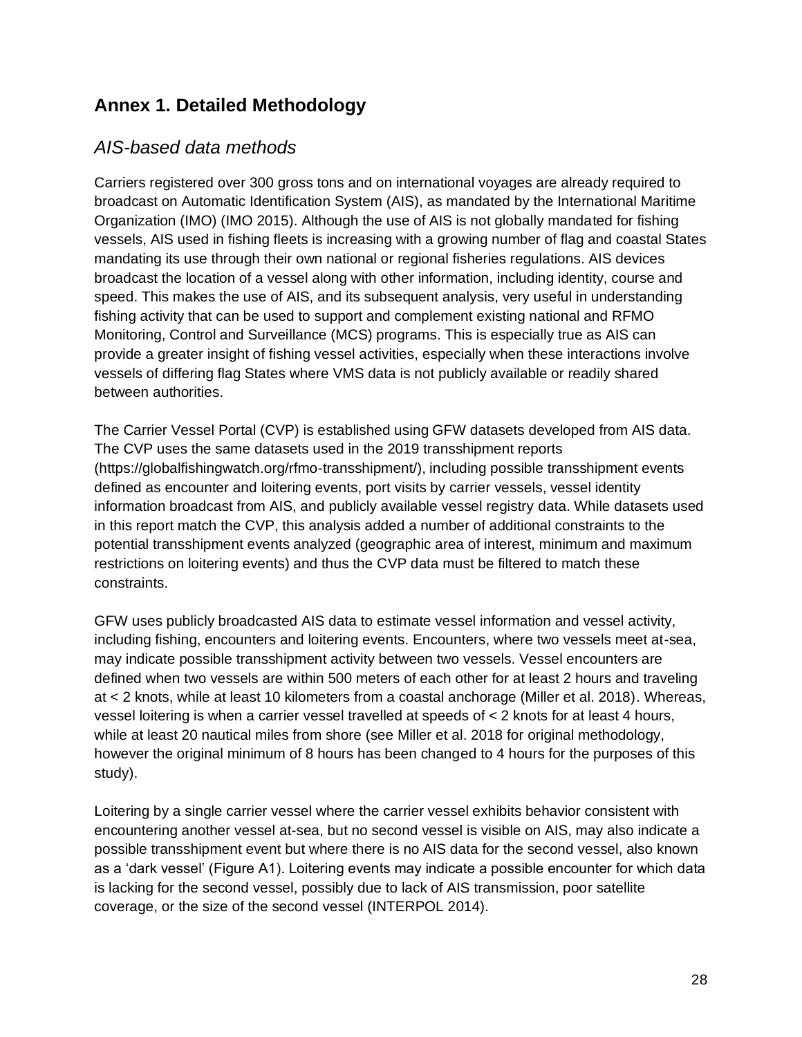## Annex 1. Detailed Methodology

### *AIS-based data methods*

Carriers registered over 300 gross tons and on international voyages are already required to broadcast on Automatic Identification System (AIS), as mandated by the International Maritime Organization (IMO) (IMO 2015). Although the use of AIS is not globally mandated for fishing vessels, AIS used in fishing fleets is increasing with a growing number of flag and coastal States mandating its use through their own national or regional fisheries regulations. AIS devices broadcast the location of a vessel along with other information, including identity, course and speed. This makes the use of AIS, and its subsequent analysis, very useful in understanding fishing activity that can be used to support and complement existing national and RFMO Monitoring, Control and Surveillance (MCS) programs. This is especially true as AIS can provide a greater insight of fishing vessel activities, especially when these interactions involve vessels of differing flag States where VMS data is not publicly available or readily shared between authorities.

The Carrier Vessel Portal (CVP) is established using GFW datasets developed from AIS data. The CVP uses the same datasets used in the 2019 transshipment reports (https://globalfishingwatch.org/rfmo-transshipment/), including possible transshipment events defined as encounter and loitering events, port visits by carrier vessels, vessel identity information broadcast from AIS, and publicly available vessel registry data. While datasets used in this report match the CVP, this analysis added a number of additional constraints to the potential transshipment events analyzed (geographic area of interest, minimum and maximum restrictions on loitering events) and thus the CVP data must be filtered to match these constraints.

GFW uses publicly broadcasted AIS data to estimate vessel information and vessel activity, including fishing, encounters and loitering events. Encounters, where two vessels meet at-sea, may indicate possible transshipment activity between two vessels. Vessel encounters are defined when two vessels are within 500 meters of each other for at least 2 hours and traveling at < 2 knots, while at least 10 kilometers from a coastal anchorage (Miller et al. 2018). Whereas, vessel loitering is when a carrier vessel travelled at speeds of < 2 knots for at least 4 hours, while at least 20 nautical miles from shore (see Miller et al. 2018 for original methodology, however the original minimum of 8 hours has been changed to 4 hours for the purposes of this study).

Loitering by a single carrier vessel where the carrier vessel exhibits behavior consistent with encountering another vessel at-sea, but no second vessel is visible on AIS, may also indicate a possible transshipment event but where there is no AIS data for the second vessel, also known as a 'dark vessel' (Figure A1). Loitering events may indicate a possible encounter for which data is lacking for the second vessel, possibly due to lack of AIS transmission, poor satellite coverage, or the size of the second vessel (INTERPOL 2014).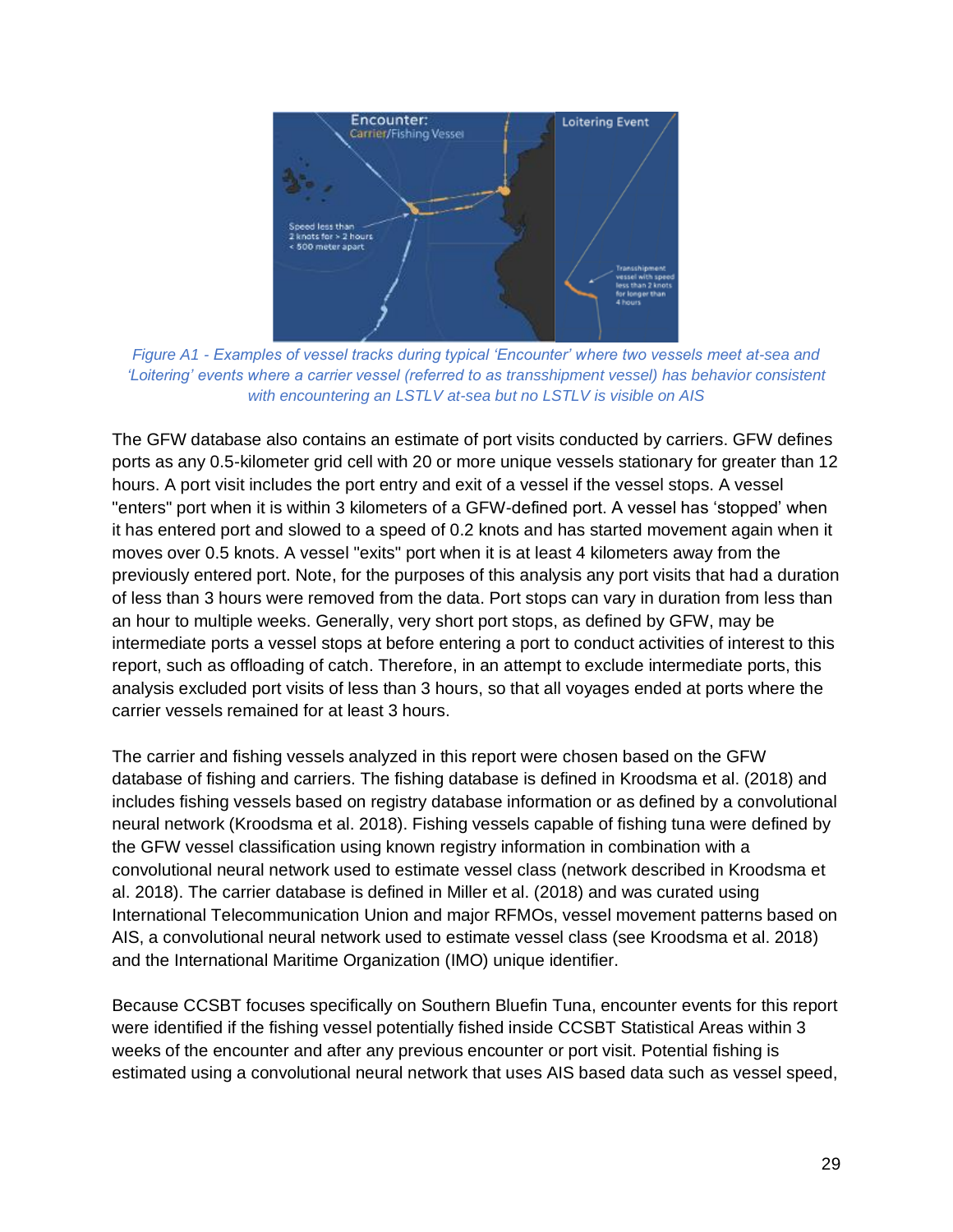Figure A1 - Examples of vessel tracks during typical 'Encounter' where two vessels meet at-sea and 'Loitering' events where a carrier vessel (referred to as transshipment vessel) has behavior consistent with encountering an LSTLV at-sea but no LSTLV is visible on AIS

The GFW database also contains an estimate of port visits conducted by carriers. GFW defines ports as any 0.5-kilometer grid cell with 20 or more unique vessels stationary for greater than 12 hours. A port visit includes the port entry and exit of a vessel if the vessel stops. A vessel "enters" port when it is within 3 kilometers of a GFW-defined port. A vessel has 'stopped' when it has entered port and slowed to a speed of 0.2 knots and has started movement again when it moves over 0.5 knots. A vessel "exits" port when it is at least 4 kilometers away from the previously entered port. Note, for the purposes of this analysis any port visits that had a duration of less than 3 hours were removed from the data. Port stops can vary in duration from less than an hour to multiple weeks. Generally, very short port stops, as defined by GFW, may be intermediate ports a vessel stops at before entering a port to conduct activities of interest to this report, such as offloading of catch. Therefore, in an attempt to exclude intermediate ports, this analysis excluded port visits of less than 3 hours, so that all voyages ended at ports where the carrier vessels remained for at least 3 hours.

The carrier and fishing vessels analyzed in this report were chosen based on the GFW database of fishing and carriers. The fishing database is defined in Kroodsma et al. (2018) and includes fishing vessels based on registry database information or as defined by a convolutional neural network (Kroodsma et al. 2018). Fishing vessels capable of fishing tuna were defined by the GFW vessel classification using known registry information in combination with a convolutional neural network used to estimate vessel class (network described in Kroodsma et al. 2018). The carrier database is defined in Miller et al. (2018) and was curated using International Telecommunication Union and major RFMOs, vessel movement patterns based on AIS, a convolutional neural network used to estimate vessel class (see Kroodsma et al. 2018) and the International Maritime Organization (IMO) unique identifier.

Because CCSBT focuses specifically on Southern Bluefin Tuna, encounter events for this report were identified if the fishing vessel potentially fished inside CCSBT Statistical Areas within 3 weeks of the encounter and after any previous encounter or port visit. Potential fishing is estimated using a convolutional neural network that uses AIS based data such as vessel speed,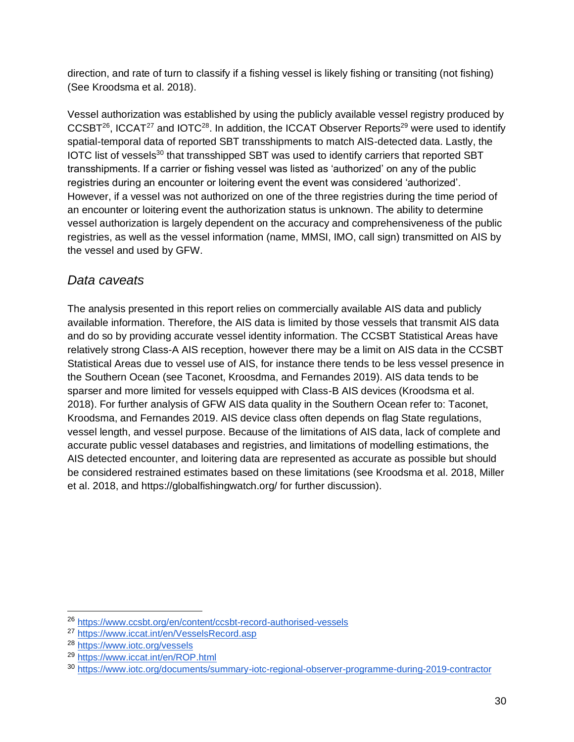direction, and rate of turn to classify if a fishing vessel is likely fishing or transiting (not fishing) (See Kroodsma et al. 2018).

Vessel authorization was established by using the publicly available vessel registry produced by CCSBT[26], ICCAT[27] and IOTC[28]. In addition, the ICCAT Observer Reports[29] were used to identify spatial-temporal data of reported SBT transshipments to match AIS-detected data. Lastly, the IOTC list of vessels[30] that transshipped SBT was used to identify carriers that reported SBT transshipments. If a carrier or fishing vessel was listed as 'authorized' on any of the public registries during an encounter or loitering event the event was considered 'authorized'. However, if a vessel was not authorized on one of the three registries during the time period of an encounter or loitering event the authorization status is unknown. The ability to determine vessel authorization is largely dependent on the accuracy and comprehensiveness of the public registries, as well as the vessel information (name, MMSI, IMO, call sign) transmitted on AIS by the vessel and used by GFW.

## *Data caveats*

The analysis presented in this report relies on commercially available AIS data and publicly available information. Therefore, the AIS data is limited by those vessels that transmit AIS data and do so by providing accurate vessel identity information. The CCSBT Statistical Areas have relatively strong Class-A AIS reception, however there may be a limit on AIS data in the CCSBT Statistical Areas due to vessel use of AIS, for instance there tends to be less vessel presence in the Southern Ocean (see Taconet, Kroosdma, and Fernandes 2019). AIS data tends to be sparser and more limited for vessels equipped with Class-B AIS devices (Kroosdma et al. 2018). For further analysis of GFW AIS data quality in the Southern Ocean refer to: Taconet, Kroodsma, and Fernandes 2019. AIS device class often depends on flag State regulations, vessel length, and vessel purpose. Because of the limitations of AIS data, lack of complete and accurate public vessel databases and registries, and limitations of modelling estimations, the AIS detected encounter, and loitering data are represented as accurate as possible but should be considered restrained estimates based on these limitations (see Kroodsma et al. 2018, Miller et al. 2018, and https://globalfishingwatch.org/ for further discussion).

---

[26] https://www.ccsbt.org/en/content/ccsbt-record-authorised-vessels

[27] https://www.iccat.int/en/VesselsRecord.asp

[28] https://www.iotc.org/vessels

[29] https://www.iccat.int/en/ROP.html

[30] https://www.iotc.org/documents/summary-iotc-regional-observer-programme-during-2019-contractor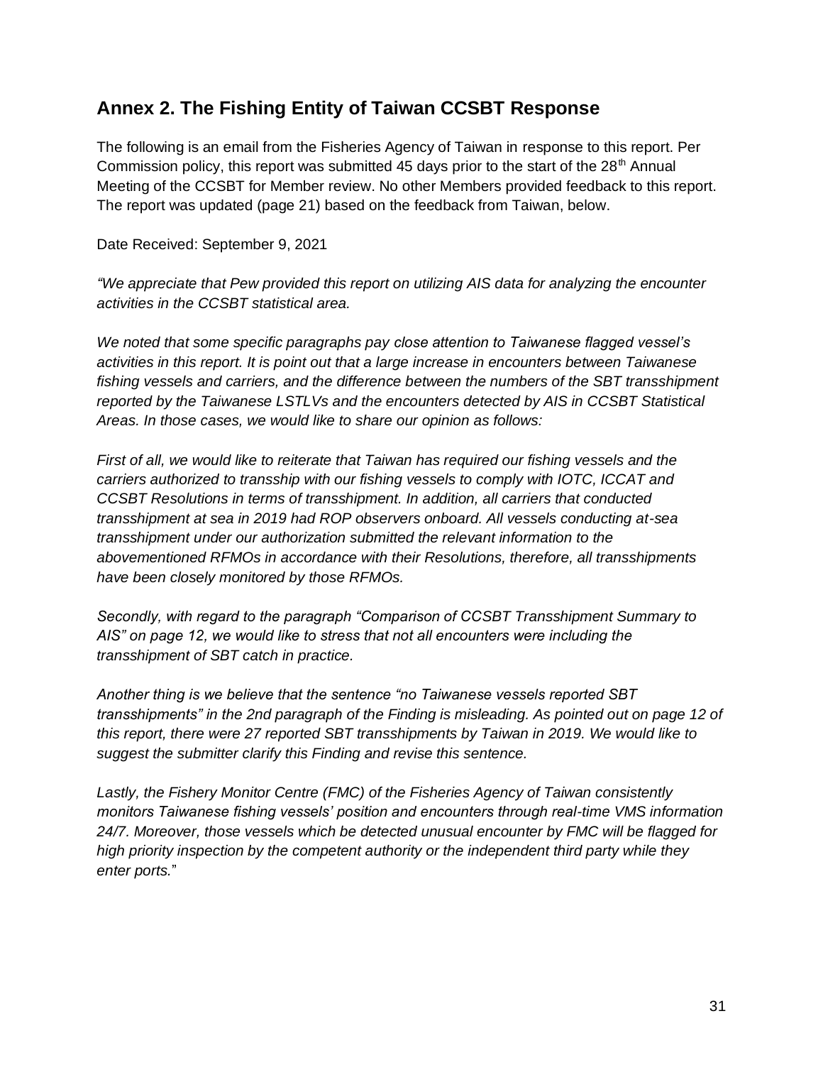## Annex 2. The Fishing Entity of Taiwan CCSBT Response

The following is an email from the Fisheries Agency of Taiwan in response to this report. Per Commission policy, this report was submitted 45 days prior to the start of the 28th Annual Meeting of the CCSBT for Member review. No other Members provided feedback to this report. The report was updated (page 21) based on the feedback from Taiwan, below.

Date Received: September 9, 2021

*"We appreciate that Pew provided this report on utilizing AIS data for analyzing the encounter activities in the CCSBT statistical area.*

*We noted that some specific paragraphs pay close attention to Taiwanese flagged vessel's activities in this report. It is point out that a large increase in encounters between Taiwanese fishing vessels and carriers, and the difference between the numbers of the SBT transshipment reported by the Taiwanese LSTLVs and the encounters detected by AIS in CCSBT Statistical Areas. In those cases, we would like to share our opinion as follows:*

*First of all, we would like to reiterate that Taiwan has required our fishing vessels and the carriers authorized to transship with our fishing vessels to comply with IOTC, ICCAT and CCSBT Resolutions in terms of transshipment. In addition, all carriers that conducted transshipment at sea in 2019 had ROP observers onboard. All vessels conducting at-sea transshipment under our authorization submitted the relevant information to the abovementioned RFMOs in accordance with their Resolutions, therefore, all transshipments have been closely monitored by those RFMOs.*

*Secondly, with regard to the paragraph "Comparison of CCSBT Transshipment Summary to AIS" on page 12, we would like to stress that not all encounters were including the transshipment of SBT catch in practice.*

*Another thing is we believe that the sentence "no Taiwanese vessels reported SBT transshipments" in the 2nd paragraph of the Finding is misleading. As pointed out on page 12 of this report, there were 27 reported SBT transshipments by Taiwan in 2019. We would like to suggest the submitter clarify this Finding and revise this sentence.*

*Lastly, the Fishery Monitor Centre (FMC) of the Fisheries Agency of Taiwan consistently monitors Taiwanese fishing vessels' position and encounters through real-time VMS information 24/7. Moreover, those vessels which be detected unusual encounter by FMC will be flagged for high priority inspection by the competent authority or the independent third party while they enter ports."*